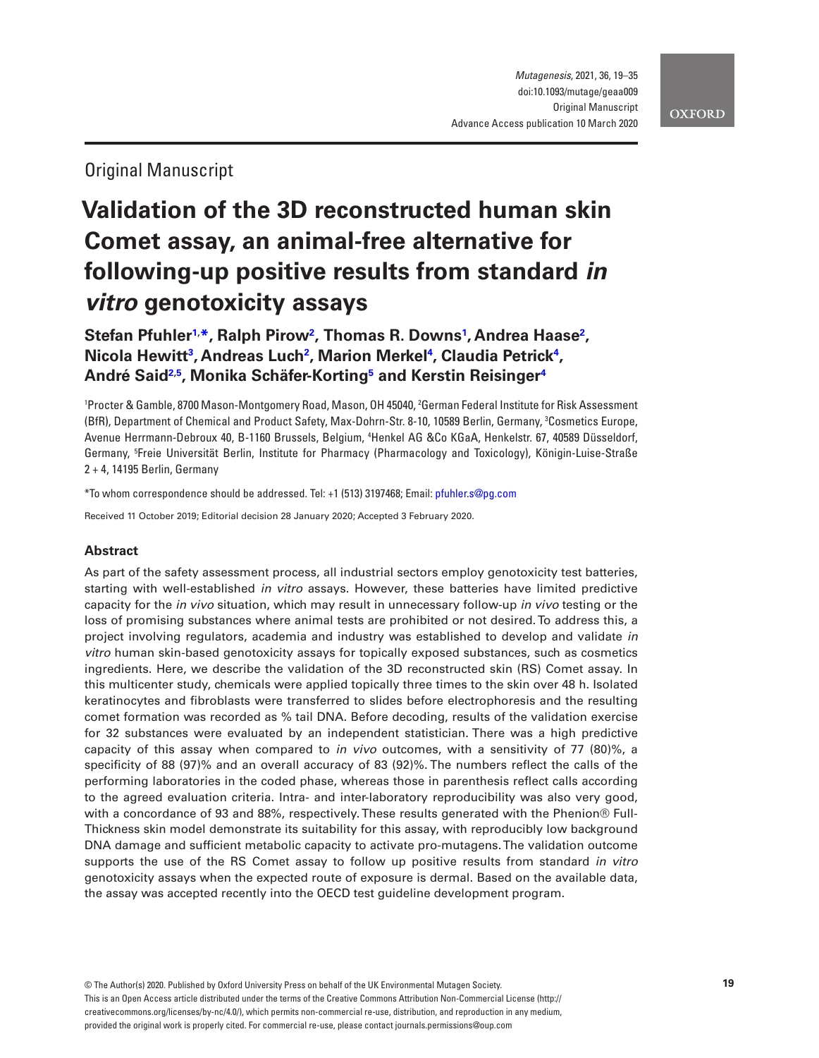Original Manuscript

# Validation of the 3D reconstructed human skin Comet assay, an animal-free alternative for following-up positive results from standard *in vitro* genotoxicity assays

**Stefan Pfuhler[1,*], Ralph Pirow[2], Thomas R. Downs[1], Andrea Haase[2], Nicola Hewitt[3], Andreas Luch[2], Marion Merkel[4], Claudia Petrick[4], André Said[2,5], Monika Schäfer-Korting[5] and Kerstin Reisinger[4]**

[1]Procter & Gamble, 8700 Mason-Montgomery Road, Mason, OH 45040, [2]German Federal Institute for Risk Assessment (BfR), Department of Chemical and Product Safety, Max-Dohrn-Str. 8-10, 10589 Berlin, Germany, [3]Cosmetics Europe, Avenue Herrmann-Debroux 40, B-1160 Brussels, Belgium, [4]Henkel AG &Co KGaA, Henkelstr. 67, 40589 Düsseldorf, Germany, [5]Freie Universität Berlin, Institute for Pharmacy (Pharmacology and Toxicology), Königin-Luise-Straße 2 + 4, 14195 Berlin, Germany

*To whom correspondence should be addressed. Tel: +1 (513) 3197468; Email: pfuhler.s@pg.com

Received 11 October 2019; Editorial decision 28 January 2020; Accepted 3 February 2020.

## Abstract

As part of the safety assessment process, all industrial sectors employ genotoxicity test batteries, starting with well-established *in vitro* assays. However, these batteries have limited predictive capacity for the *in vivo* situation, which may result in unnecessary follow-up *in vivo* testing or the loss of promising substances where animal tests are prohibited or not desired. To address this, a project involving regulators, academia and industry was established to develop and validate *in vitro* human skin-based genotoxicity assays for topically exposed substances, such as cosmetics ingredients. Here, we describe the validation of the 3D reconstructed skin (RS) Comet assay. In this multicenter study, chemicals were applied topically three times to the skin over 48 h. Isolated keratinocytes and fibroblasts were transferred to slides before electrophoresis and the resulting comet formation was recorded as % tail DNA. Before decoding, results of the validation exercise for 32 substances were evaluated by an independent statistician. There was a high predictive capacity of this assay when compared to *in vivo* outcomes, with a sensitivity of 77 (80)%, a specificity of 88 (97)% and an overall accuracy of 83 (92)%. The numbers reflect the calls of the performing laboratories in the coded phase, whereas those in parenthesis reflect calls according to the agreed evaluation criteria. Intra- and inter-laboratory reproducibility was also very good, with a concordance of 93 and 88%, respectively. These results generated with the Phenion® Full-Thickness skin model demonstrate its suitability for this assay, with reproducibly low background DNA damage and sufficient metabolic capacity to activate pro-mutagens. The validation outcome supports the use of the RS Comet assay to follow up positive results from standard *in vitro* genotoxicity assays when the expected route of exposure is dermal. Based on the available data, the assay was accepted recently into the OECD test guideline development program.

© The Author(s) 2020. Published by Oxford University Press on behalf of the UK Environmental Mutagen Society.
This is an Open Access article distributed under the terms of the Creative Commons Attribution Non-Commercial License (http://creativecommons.org/licenses/by-nc/4.0/), which permits non-commercial re-use, distribution, and reproduction in any medium, provided the original work is properly cited. For commercial re-use, please contact journals.permissions@oup.com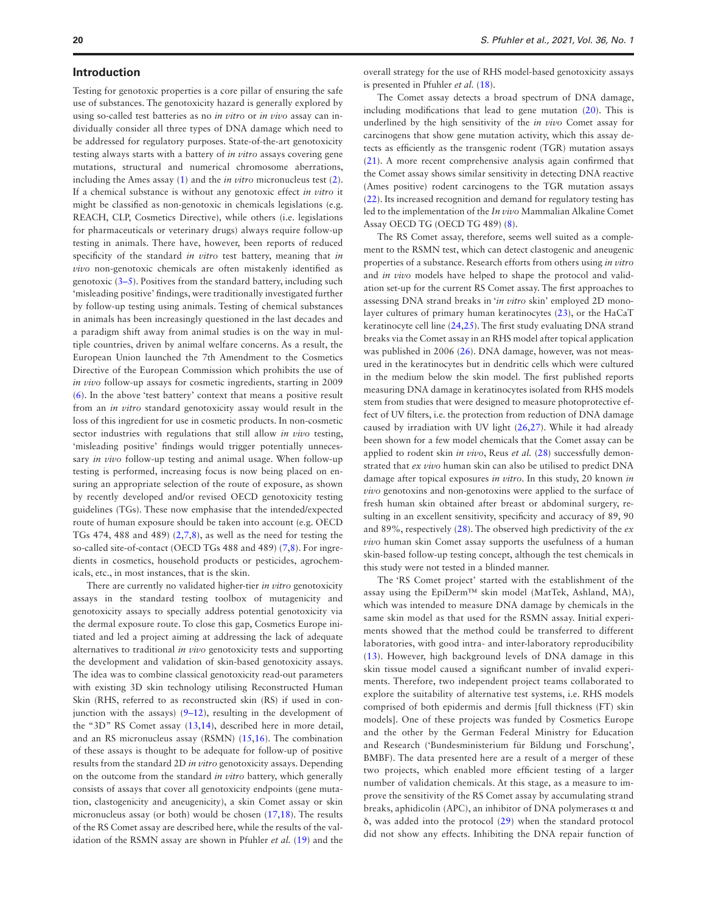## Introduction

Testing for genotoxic properties is a core pillar of ensuring the safe use of substances. The genotoxicity hazard is generally explored by using so-called test batteries as no *in vitro* or *in vivo* assay can individually consider all three types of DNA damage which need to be addressed for regulatory purposes. State-of-the-art genotoxicity testing always starts with a battery of *in vitro* assays covering gene mutations, structural and numerical chromosome aberrations, including the Ames assay (1) and the *in vitro* micronucleus test (2). If a chemical substance is without any genotoxic effect *in vitro* it might be classified as non-genotoxic in chemicals legislations (e.g. REACH, CLP, Cosmetics Directive), while others (i.e. legislations for pharmaceuticals or veterinary drugs) always require follow-up testing in animals. There have, however, been reports of reduced specificity of the standard *in vitro* test battery, meaning that *in vivo* non-genotoxic chemicals are often mistakenly identified as genotoxic (3–5). Positives from the standard battery, including such 'misleading positive' findings, were traditionally investigated further by follow-up testing using animals. Testing of chemical substances in animals has been increasingly questioned in the last decades and a paradigm shift away from animal studies is on the way in multiple countries, driven by animal welfare concerns. As a result, the European Union launched the 7th Amendment to the Cosmetics Directive of the European Commission which prohibits the use of *in vivo* follow-up assays for cosmetic ingredients, starting in 2009 (6). In the above 'test battery' context that means a positive result from an *in vitro* standard genotoxicity assay would result in the loss of this ingredient for use in cosmetic products. In non-cosmetic sector industries with regulations that still allow *in vivo* testing, 'misleading positive' findings would trigger potentially unnecessary *in vivo* follow-up testing and animal usage. When follow-up testing is performed, increasing focus is now being placed on ensuring an appropriate selection of the route of exposure, as shown by recently developed and/or revised OECD genotoxicity testing guidelines (TGs). These now emphasise that the intended/expected route of human exposure should be taken into account (e.g. OECD TGs 474, 488 and 489) (2,7,8), as well as the need for testing the so-called site-of-contact (OECD TGs 488 and 489) (7,8). For ingredients in cosmetics, household products or pesticides, agrochemicals, etc., in most instances, that is the skin.

There are currently no validated higher-tier *in vitro* genotoxicity assays in the standard testing toolbox of mutagenicity and genotoxicity assays to specially address potential genotoxicity via the dermal exposure route. To close this gap, Cosmetics Europe initiated and led a project aiming at addressing the lack of adequate alternatives to traditional *in vivo* genotoxicity tests and supporting the development and validation of skin-based genotoxicity assays. The idea was to combine classical genotoxicity read-out parameters with existing 3D skin technology utilising Reconstructed Human Skin (RHS, referred to as reconstructed skin (RS) if used in conjunction with the assays) (9–12), resulting in the development of the "3D" RS Comet assay (13,14), described here in more detail, and an RS micronucleus assay (RSMN) (15,16). The combination of these assays is thought to be adequate for follow-up of positive results from the standard 2D *in vitro* genotoxicity assays. Depending on the outcome from the standard *in vitro* battery, which generally consists of assays that cover all genotoxicity endpoints (gene mutation, clastogenicity and aneugenicity), a skin Comet assay or skin micronucleus assay (or both) would be chosen (17,18). The results of the RS Comet assay are described here, while the results of the validation of the RSMN assay are shown in Pfuhler *et al.* (19) and the overall strategy for the use of RHS model-based genotoxicity assays is presented in Pfuhler *et al.* (18).

The Comet assay detects a broad spectrum of DNA damage, including modifications that lead to gene mutation (20). This is underlined by the high sensitivity of the *in vivo* Comet assay for carcinogens that show gene mutation activity, which this assay detects as efficiently as the transgenic rodent (TGR) mutation assays (21). A more recent comprehensive analysis again confirmed that the Comet assay shows similar sensitivity in detecting DNA reactive (Ames positive) rodent carcinogens to the TGR mutation assays (22). Its increased recognition and demand for regulatory testing has led to the implementation of the *In vivo* Mammalian Alkaline Comet Assay OECD TG (OECD TG 489) (8).

The RS Comet assay, therefore, seems well suited as a complement to the RSMN test, which can detect clastogenic and aneugenic properties of a substance. Research efforts from others using *in vitro* and *in vivo* models have helped to shape the protocol and validation set-up for the current RS Comet assay. The first approaches to assessing DNA strand breaks in '*in vitro* skin' employed 2D monolayer cultures of primary human keratinocytes (23), or the HaCaT keratinocyte cell line (24,25). The first study evaluating DNA strand breaks via the Comet assay in an RHS model after topical application was published in 2006 (26). DNA damage, however, was not measured in the keratinocytes but in dendritic cells which were cultured in the medium below the skin model. The first published reports measuring DNA damage in keratinocytes isolated from RHS models stem from studies that were designed to measure photoprotective effect of UV filters, i.e. the protection from reduction of DNA damage caused by irradiation with UV light (26,27). While it had already been shown for a few model chemicals that the Comet assay can be applied to rodent skin *in vivo*, Reus *et al.* (28) successfully demonstrated that *ex vivo* human skin can also be utilised to predict DNA damage after topical exposures *in vitro*. In this study, 20 known *in vivo* genotoxins and non-genotoxins were applied to the surface of fresh human skin obtained after breast or abdominal surgery, resulting in an excellent sensitivity, specificity and accuracy of 89, 90 and 89%, respectively (28). The observed high predictivity of the *ex vivo* human skin Comet assay supports the usefulness of a human skin-based follow-up testing concept, although the test chemicals in this study were not tested in a blinded manner.

The 'RS Comet project' started with the establishment of the assay using the EpiDerm™ skin model (MatTek, Ashland, MA), which was intended to measure DNA damage by chemicals in the same skin model as that used for the RSMN assay. Initial experiments showed that the method could be transferred to different laboratories, with good intra- and inter-laboratory reproducibility (13). However, high background levels of DNA damage in this skin tissue model caused a significant number of invalid experiments. Therefore, two independent project teams collaborated to explore the suitability of alternative test systems, i.e. RHS models comprised of both epidermis and dermis [full thickness (FT) skin models]. One of these projects was funded by Cosmetics Europe and the other by the German Federal Ministry for Education and Research ('Bundesministerium für Bildung und Forschung', BMBF). The data presented here are a result of a merger of these two projects, which enabled more efficient testing of a larger number of validation chemicals. At this stage, as a measure to improve the sensitivity of the RS Comet assay by accumulating strand breaks, aphidicolin (APC), an inhibitor of DNA polymerases α and δ, was added into the protocol (29) when the standard protocol did not show any effects. Inhibiting the DNA repair function of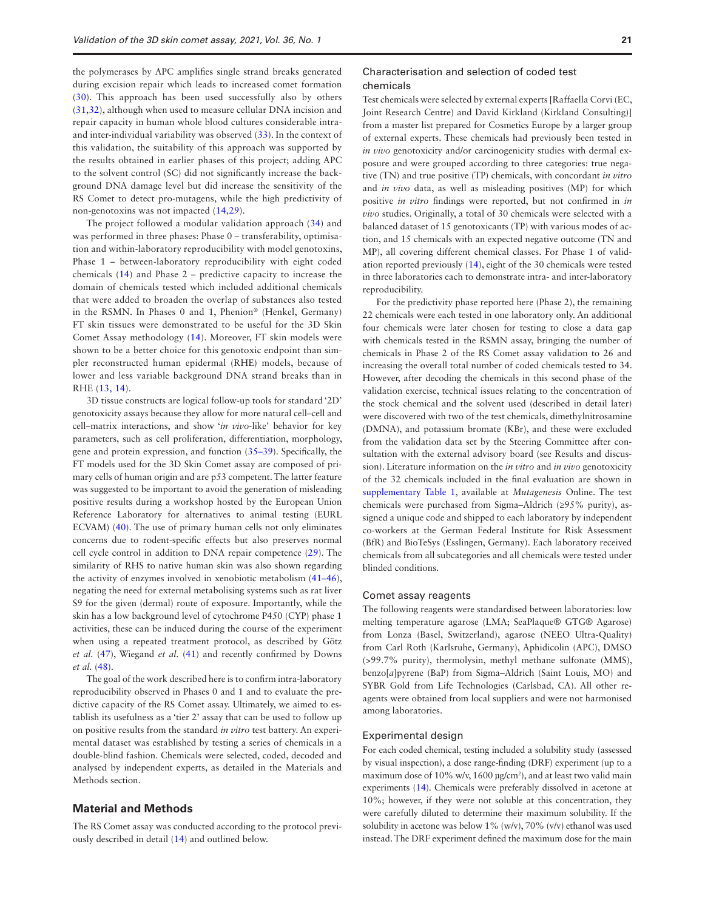the polymerases by APC amplifies single strand breaks generated during excision repair which leads to increased comet formation (30). This approach has been used successfully also by others (31,32), although when used to measure cellular DNA incision and repair capacity in human whole blood cultures considerable intra- and inter-individual variability was observed (33). In the context of this validation, the suitability of this approach was supported by the results obtained in earlier phases of this project; adding APC to the solvent control (SC) did not significantly increase the background DNA damage level but did increase the sensitivity of the RS Comet to detect pro-mutagens, while the high predictivity of non-genotoxins was not impacted (14,29).

The project followed a modular validation approach (34) and was performed in three phases: Phase 0 – transferability, optimisation and within-laboratory reproducibility with model genotoxins, Phase 1 – between-laboratory reproducibility with eight coded chemicals (14) and Phase 2 – predictive capacity to increase the domain of chemicals tested which included additional chemicals that were added to broaden the overlap of substances also tested in the RSMN. In Phases 0 and 1, Phenion® (Henkel, Germany) FT skin tissues were demonstrated to be useful for the 3D Skin Comet Assay methodology (14). Moreover, FT skin models were shown to be a better choice for this genotoxic endpoint than simpler reconstructed human epidermal (RHE) models, because of lower and less variable background DNA strand breaks than in RHE (13, 14).

3D tissue constructs are logical follow-up tools for standard '2D' genotoxicity assays because they allow for more natural cell–cell and cell–matrix interactions, and show '*in vivo*-like' behavior for key parameters, such as cell proliferation, differentiation, morphology, gene and protein expression, and function (35–39). Specifically, the FT models used for the 3D Skin Comet assay are composed of primary cells of human origin and are p53 competent. The latter feature was suggested to be important to avoid the generation of misleading positive results during a workshop hosted by the European Union Reference Laboratory for alternatives to animal testing (EURL ECVAM) (40). The use of primary human cells not only eliminates concerns due to rodent-specific effects but also preserves normal cell cycle control in addition to DNA repair competence (29). The similarity of RHS to native human skin was also shown regarding the activity of enzymes involved in xenobiotic metabolism (41–46), negating the need for external metabolising systems such as rat liver S9 for the given (dermal) route of exposure. Importantly, while the skin has a low background level of cytochrome P450 (CYP) phase 1 activities, these can be induced during the course of the experiment when using a repeated treatment protocol, as described by Götz *et al.* (47), Wiegand *et al.* (41) and recently confirmed by Downs *et al.* (48).

The goal of the work described here is to confirm intra-laboratory reproducibility observed in Phases 0 and 1 and to evaluate the predictive capacity of the RS Comet assay. Ultimately, we aimed to establish its usefulness as a 'tier 2' assay that can be used to follow up on positive results from the standard *in vitro* test battery. An experimental dataset was established by testing a series of chemicals in a double-blind fashion. Chemicals were selected, coded, decoded and analysed by independent experts, as detailed in the Materials and Methods section.

## Material and Methods

The RS Comet assay was conducted according to the protocol previously described in detail (14) and outlined below.

### Characterisation and selection of coded test chemicals

Test chemicals were selected by external experts [Raffaella Corvi (EC, Joint Research Centre) and David Kirkland (Kirkland Consulting)] from a master list prepared for Cosmetics Europe by a larger group of external experts. These chemicals had previously been tested in *in vivo* genotoxicity and/or carcinogenicity studies with dermal exposure and were grouped according to three categories: true negative (TN) and true positive (TP) chemicals, with concordant *in vitro* and *in vivo* data, as well as misleading positives (MP) for which positive *in vitro* findings were reported, but not confirmed in *in vivo* studies. Originally, a total of 30 chemicals were selected with a balanced dataset of 15 genotoxicants (TP) with various modes of action, and 15 chemicals with an expected negative outcome (TN and MP), all covering different chemical classes. For Phase 1 of validation reported previously (14), eight of the 30 chemicals were tested in three laboratories each to demonstrate intra- and inter-laboratory reproducibility.

For the predictivity phase reported here (Phase 2), the remaining 22 chemicals were each tested in one laboratory only. An additional four chemicals were later chosen for testing to close a data gap with chemicals tested in the RSMN assay, bringing the number of chemicals in Phase 2 of the RS Comet assay validation to 26 and increasing the overall total number of coded chemicals tested to 34. However, after decoding the chemicals in this second phase of the validation exercise, technical issues relating to the concentration of the stock chemical and the solvent used (described in detail later) were discovered with two of the test chemicals, dimethylnitrosamine (DMNA), and potassium bromate (KBr), and these were excluded from the validation data set by the Steering Committee after consultation with the external advisory board (see Results and discussion). Literature information on the *in vitro* and *in vivo* genotoxicity of the 32 chemicals included in the final evaluation are shown in supplementary Table 1, available at *Mutagenesis* Online. The test chemicals were purchased from Sigma–Aldrich (≥95% purity), assigned a unique code and shipped to each laboratory by independent co-workers at the German Federal Institute for Risk Assessment (BfR) and BioTeSys (Esslingen, Germany). Each laboratory received chemicals from all subcategories and all chemicals were tested under blinded conditions.

### Comet assay reagents

The following reagents were standardised between laboratories: low melting temperature agarose (LMA; SeaPlaque® GTG® Agarose) from Lonza (Basel, Switzerland), agarose (NEEO Ultra-Quality) from Carl Roth (Karlsruhe, Germany), Aphidicolin (APC), DMSO (>99.7% purity), thermolysin, methyl methane sulfonate (MMS), benzo[*a*]pyrene (BaP) from Sigma–Aldrich (Saint Louis, MO) and SYBR Gold from Life Technologies (Carlsbad, CA). All other reagents were obtained from local suppliers and were not harmonised among laboratories.

### Experimental design

For each coded chemical, testing included a solubility study (assessed by visual inspection), a dose range-finding (DRF) experiment (up to a maximum dose of 10% w/v, 1600 µg/cm²), and at least two valid main experiments (14). Chemicals were preferably dissolved in acetone at 10%; however, if they were not soluble at this concentration, they were carefully diluted to determine their maximum solubility. If the solubility in acetone was below 1% (w/v), 70% (v/v) ethanol was used instead. The DRF experiment defined the maximum dose for the main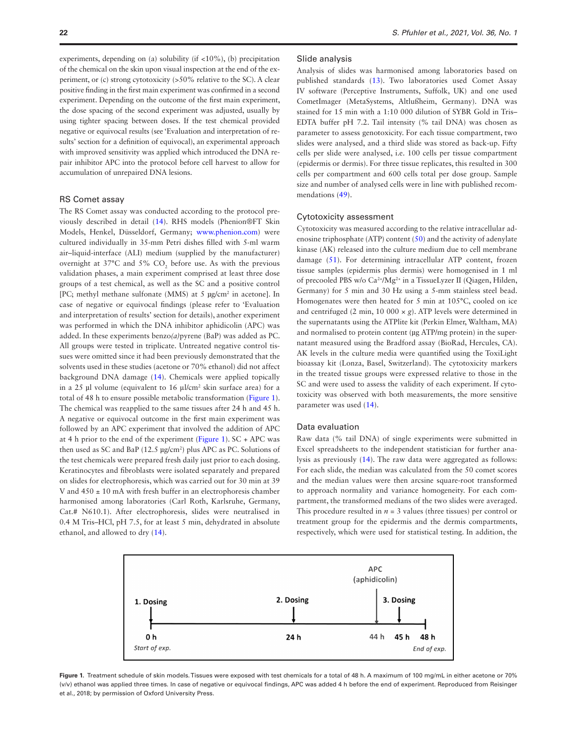experiments, depending on (a) solubility (if <10%), (b) precipitation of the chemical on the skin upon visual inspection at the end of the experiment, or (c) strong cytotoxicity (>50% relative to the SC). A clear positive finding in the first main experiment was confirmed in a second experiment. Depending on the outcome of the first main experiment, the dose spacing of the second experiment was adjusted, usually by using tighter spacing between doses. If the test chemical provided negative or equivocal results (see 'Evaluation and interpretation of results' section for a definition of equivocal), an experimental approach with improved sensitivity was applied which introduced the DNA repair inhibitor APC into the protocol before cell harvest to allow for accumulation of unrepaired DNA lesions.

### RS Comet assay

The RS Comet assay was conducted according to the protocol previously described in detail (14). RHS models (Phenion®FT Skin Models, Henkel, Düsseldorf, Germany; www.phenion.com) were cultured individually in 35-mm Petri dishes filled with 5-ml warm air–liquid-interface (ALI) medium (supplied by the manufacturer) overnight at 37°C and 5% $CO_2$ before use. As with the previous validation phases, a main experiment comprised at least three dose groups of a test chemical, as well as the SC and a positive control [PC; methyl methane sulfonate (MMS) at 5 µg/cm² in acetone]. In case of negative or equivocal findings (please refer to 'Evaluation and interpretation of results' section for details), another experiment was performed in which the DNA inhibitor aphidicolin (APC) was added. In these experiments benzo*(a)*pyrene (BaP) was added as PC. All groups were tested in triplicate. Untreated negative control tissues were omitted since it had been previously demonstrated that the solvents used in these studies (acetone or 70% ethanol) did not affect background DNA damage (14). Chemicals were applied topically in a 25 µl volume (equivalent to 16 µl/cm² skin surface area) for a total of 48 h to ensure possible metabolic transformation (Figure 1). The chemical was reapplied to the same tissues after 24 h and 45 h. A negative or equivocal outcome in the first main experiment was followed by an APC experiment that involved the addition of APC at 4 h prior to the end of the experiment (Figure 1). SC + APC was then used as SC and BaP (12.5 µg/cm²) plus APC as PC. Solutions of the test chemicals were prepared fresh daily just prior to each dosing. Keratinocytes and fibroblasts were isolated separately and prepared on slides for electrophoresis, which was carried out for 30 min at 39 V and 450 ± 10 mA with fresh buffer in an electrophoresis chamber harmonised among laboratories (Carl Roth, Karlsruhe, Germany, Cat.# N610.1). After electrophoresis, slides were neutralised in 0.4 M Tris–HCl, pH 7.5, for at least 5 min, dehydrated in absolute ethanol, and allowed to dry (14).

### Slide analysis

Analysis of slides was harmonised among laboratories based on published standards (13). Two laboratories used Comet Assay IV software (Perceptive Instruments, Suffolk, UK) and one used CometImager (MetaSystems, Altlußheim, Germany). DNA was stained for 15 min with a 1:10 000 dilution of SYBR Gold in Tris–EDTA buffer pH 7.2. Tail intensity (% tail DNA) was chosen as parameter to assess genotoxicity. For each tissue compartment, two slides were analysed, and a third slide was stored as back-up. Fifty cells per slide were analysed, i.e. 100 cells per tissue compartment (epidermis or dermis). For three tissue replicates, this resulted in 300 cells per compartment and 600 cells total per dose group. Sample size and number of analysed cells were in line with published recommendations (49).

### Cytotoxicity assessment

Cytotoxicity was measured according to the relative intracellular adenosine triphosphate (ATP) content (50) and the activity of adenylate kinase (AK) released into the culture medium due to cell membrane damage (51). For determining intracellular ATP content, frozen tissue samples (epidermis plus dermis) were homogenised in 1 ml of precooled PBS w/o $Ca^{2+}$/$Mg^{2+}$ in a TissueLyzer II (Qiagen, Hilden, Germany) for 5 min and 30 Hz using a 5-mm stainless steel bead. Homogenates were then heated for 5 min at 105°C, cooled on ice and centrifuged (2 min, 10 000 × *g*). ATP levels were determined in the supernatants using the ATPlite kit (Perkin Elmer, Waltham, MA) and normalised to protein content (µg ATP/mg protein) in the supernatant measured using the Bradford assay (BioRad, Hercules, CA). AK levels in the culture media were quantified using the ToxiLight bioassay kit (Lonza, Basel, Switzerland). The cytotoxicity markers in the treated tissue groups were expressed relative to those in the SC and were used to assess the validity of each experiment. If cytotoxicity was observed with both measurements, the more sensitive parameter was used (14).

### Data evaluation

Raw data (% tail DNA) of single experiments were submitted in Excel spreadsheets to the independent statistician for further analysis as previously (14). The raw data were aggregated as follows: For each slide, the median was calculated from the 50 comet scores and the median values were then arcsine square-root transformed to approach normality and variance homogeneity. For each compartment, the transformed medians of the two slides were averaged. This procedure resulted in $n$ = 3 values (three tissues) per control or treatment group for the epidermis and the dermis compartments, respectively, which were used for statistical testing. In addition, the

APC (aphidicolin)

1. Dosing — 0 h (Start of exp.); 2. Dosing — 24 h; APC — 44 h; 3. Dosing — 45 h; 48 h (End of exp.)

**Figure 1.** Treatment schedule of skin models. Tissues were exposed with test chemicals for a total of 48 h. A maximum of 100 mg/mL in either acetone or 70% (v/v) ethanol was applied three times. In case of negative or equivocal findings, APC was added 4 h before the end of experiment. Reproduced from Reisinger et al., 2018; by permission of Oxford University Press.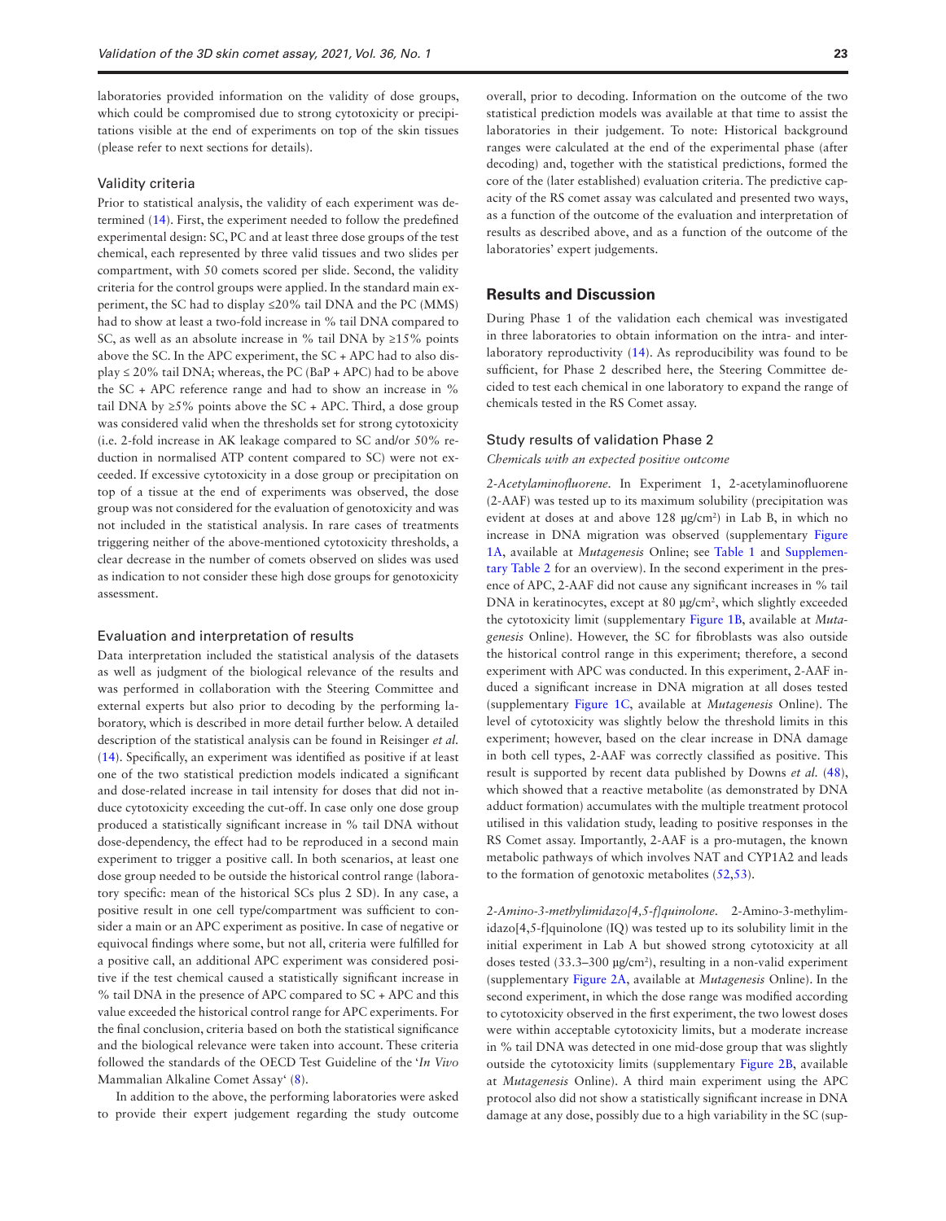laboratories provided information on the validity of dose groups, which could be compromised due to strong cytotoxicity or precipitations visible at the end of experiments on top of the skin tissues (please refer to next sections for details).

### Validity criteria

Prior to statistical analysis, the validity of each experiment was determined (14). First, the experiment needed to follow the predefined experimental design: SC, PC and at least three dose groups of the test chemical, each represented by three valid tissues and two slides per compartment, with 50 comets scored per slide. Second, the validity criteria for the control groups were applied. In the standard main experiment, the SC had to display ≤20% tail DNA and the PC (MMS) had to show at least a two-fold increase in % tail DNA compared to SC, as well as an absolute increase in % tail DNA by ≥15% points above the SC. In the APC experiment, the SC + APC had to also display ≤ 20% tail DNA; whereas, the PC (BaP + APC) had to be above the SC + APC reference range and had to show an increase in % tail DNA by ≥5% points above the SC + APC. Third, a dose group was considered valid when the thresholds set for strong cytotoxicity (i.e. 2-fold increase in AK leakage compared to SC and/or 50% reduction in normalised ATP content compared to SC) were not exceeded. If excessive cytotoxicity in a dose group or precipitation on top of a tissue at the end of experiments was observed, the dose group was not considered for the evaluation of genotoxicity and was not included in the statistical analysis. In rare cases of treatments triggering neither of the above-mentioned cytotoxicity thresholds, a clear decrease in the number of comets observed on slides was used as indication to not consider these high dose groups for genotoxicity assessment.

### Evaluation and interpretation of results

Data interpretation included the statistical analysis of the datasets as well as judgment of the biological relevance of the results and was performed in collaboration with the Steering Committee and external experts but also prior to decoding by the performing laboratory, which is described in more detail further below. A detailed description of the statistical analysis can be found in Reisinger *et al.* (14). Specifically, an experiment was identified as positive if at least one of the two statistical prediction models indicated a significant and dose-related increase in tail intensity for doses that did not induce cytotoxicity exceeding the cut-off. In case only one dose group produced a statistically significant increase in % tail DNA without dose-dependency, the effect had to be reproduced in a second main experiment to trigger a positive call. In both scenarios, at least one dose group needed to be outside the historical control range (laboratory specific: mean of the historical SCs plus 2 SD). In any case, a positive result in one cell type/compartment was sufficient to consider a main or an APC experiment as positive. In case of negative or equivocal findings where some, but not all, criteria were fulfilled for a positive call, an additional APC experiment was considered positive if the test chemical caused a statistically significant increase in % tail DNA in the presence of APC compared to SC + APC and this value exceeded the historical control range for APC experiments. For the final conclusion, criteria based on both the statistical significance and the biological relevance were taken into account. These criteria followed the standards of the OECD Test Guideline of the '*In Vivo* Mammalian Alkaline Comet Assay' (8).

In addition to the above, the performing laboratories were asked to provide their expert judgement regarding the study outcome overall, prior to decoding. Information on the outcome of the two statistical prediction models was available at that time to assist the laboratories in their judgement. To note: Historical background ranges were calculated at the end of the experimental phase (after decoding) and, together with the statistical predictions, formed the core of the (later established) evaluation criteria. The predictive capacity of the RS comet assay was calculated and presented two ways, as a function of the outcome of the evaluation and interpretation of results as described above, and as a function of the outcome of the laboratories' expert judgements.

## Results and Discussion

During Phase 1 of the validation each chemical was investigated in three laboratories to obtain information on the intra- and inter-laboratory reproductivity (14). As reproducibility was found to be sufficient, for Phase 2 described here, the Steering Committee decided to test each chemical in one laboratory to expand the range of chemicals tested in the RS Comet assay.

### Study results of validation Phase 2

*Chemicals with an expected positive outcome*

*2-Acetylaminofluorene.* In Experiment 1, 2-acetylaminofluorene (2-AAF) was tested up to its maximum solubility (precipitation was evident at doses at and above 128 µg/cm²) in Lab B, in which no increase in DNA migration was observed (supplementary Figure 1A, available at *Mutagenesis* Online; see Table 1 and Supplementary Table 2 for an overview). In the second experiment in the presence of APC, 2-AAF did not cause any significant increases in % tail DNA in keratinocytes, except at 80 µg/cm², which slightly exceeded the cytotoxicity limit (supplementary Figure 1B, available at *Mutagenesis* Online). However, the SC for fibroblasts was also outside the historical control range in this experiment; therefore, a second experiment with APC was conducted. In this experiment, 2-AAF induced a significant increase in DNA migration at all doses tested (supplementary Figure 1C, available at *Mutagenesis* Online). The level of cytotoxicity was slightly below the threshold limits in this experiment; however, based on the clear increase in DNA damage in both cell types, 2-AAF was correctly classified as positive. This result is supported by recent data published by Downs *et al.* (48), which showed that a reactive metabolite (as demonstrated by DNA adduct formation) accumulates with the multiple treatment protocol utilised in this validation study, leading to positive responses in the RS Comet assay. Importantly, 2-AAF is a pro-mutagen, the known metabolic pathways of which involves NAT and CYP1A2 and leads to the formation of genotoxic metabolites (52,53).

*2-Amino-3-methylimidazo[4,5-f]quinolone.* 2-Amino-3-methylimidazo[4,5-f]quinolone (IQ) was tested up to its solubility limit in the initial experiment in Lab A but showed strong cytotoxicity at all doses tested (33.3–300 µg/cm²), resulting in a non-valid experiment (supplementary Figure 2A, available at *Mutagenesis* Online). In the second experiment, in which the dose range was modified according to cytotoxicity observed in the first experiment, the two lowest doses were within acceptable cytotoxicity limits, but a moderate increase in % tail DNA was detected in one mid-dose group that was slightly outside the cytotoxicity limits (supplementary Figure 2B, available at *Mutagenesis* Online). A third main experiment using the APC protocol also did not show a statistically significant increase in DNA damage at any dose, possibly due to a high variability in the SC (sup-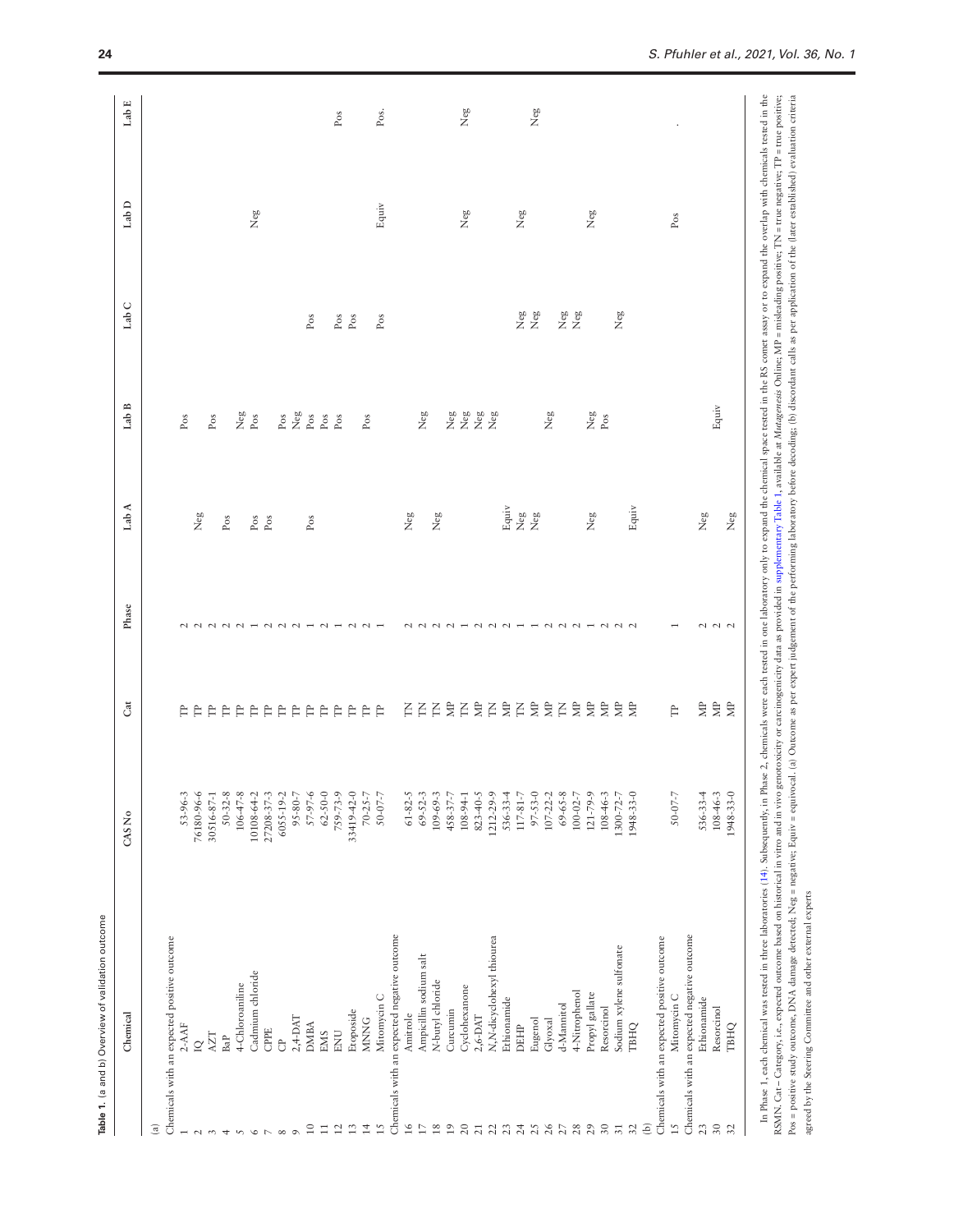**Table 1.** (a and b) Overview of validation outcome

| | Chemical | CAS No | Cat | Phase | Lab A | Lab B | Lab C | Lab D | Lab E |
|---|---|---|---|---|---|---|---|---|---|
| (a) | | | | | | | | | |
| | Chemicals with an expected positive outcome | | | | | | | | |
| 1 | 2-AAF | 53-96-3 | TP | 2 | | Pos | | | |
| 2 | IQ | 76180-96-6 | TP | 2 | Neg | | | | |
| 3 | AZT | 30516-87-1 | TP | 2 | | Pos | | | |
| 4 | BaP | 50-32-8 | TP | 2 | Pos | | | | |
| 5 | 4-Chloroaniline | 106-47-8 | TP | 2 | | Neg | | | |
| 6 | Cadmium chloride | 10108-64-2 | TP | 1 | Pos | Pos | | Neg | |
| 7 | CPPE | 27208-37-3 | TP | 2 | Pos | | | | |
| 8 | CP | 6055-19-2 | TP | 2 | | Pos | | | |
| 9 | 2,4-DAT | 95-80-7 | TP | 2 | | Neg | | | |
| 10 | DMBA | 57-97-6 | TP | 1 | Pos | Pos | Pos | | |
| 11 | EMS | 62-50-0 | TP | 2 | | Pos | | | |
| 12 | ENU | 759-73-9 | TP | 1 | | Pos | Pos | | Pos |
| 13 | Etoposide | 33419-42-0 | TP | 2 | | | Pos | | |
| 14 | MNNG | 70-25-7 | TP | 2 | | Pos | | | |
| 15 | Mitomycin C | 50-07-7 | TP | 1 | | | Pos | Equiv | Pos. |
| | Chemicals with an expected negative outcome | | | | | | | | |
| 16 | Amitrole | 61-82-5 | TN | 2 | Neg | | | | |
| 17 | Ampicillin sodium salt | 69-52-3 | TN | 2 | | Neg | | | |
| 18 | N-butyl chloride | 109-69-3 | TN | 2 | Neg | | | | |
| 19 | Curcumin | 458-37-7 | MP | 2 | | Neg | | | |
| 20 | Cyclohexanone | 108-94-1 | TN | 1 | | Neg | | Neg | Neg |
| 21 | 2,6-DAT | 823-40-5 | MP | 2 | | Neg | | | |
| 22 | N,N-dicyclohexyl thiourea | 1212-29-9 | TN | 2 | | Neg | | | |
| 23 | Ethionamide | 536-33-4 | MP | 2 | Equiv | | | | |
| 24 | DEHP | 117-81-7 | TN | 1 | Neg | | Neg | Neg | |
| 25 | Eugenol | 97-53-0 | MP | 1 | Neg | | Neg | | Neg |
| 26 | Glyoxal | 107-22-2 | MP | 2 | | Neg | | | |
| 27 | d-Mannitol | 69-65-8 | TN | 2 | | | Neg | | |
| 28 | 4-Nitrophenol | 100-02-7 | MP | 2 | | | Neg | | |
| 29 | Propyl gallate | 121-79-9 | MP | 1 | Neg | Neg | | Neg | |
| 30 | Resorcinol | 108-46-3 | MP | 2 | | Pos | | | |
| 31 | Sodium xylene sulfonate | 1300-72-7 | MP | 2 | | | Neg | | |
| 32 | TBHQ | 1948-33-0 | MP | 2 | Equiv | | | | |
| (b) | | | | | | | | | |
| | Chemicals with an expected positive outcome | | | | | | | | |
| 15 | Mitomycin C | 50-07-7 | TP | 1 | | | | Pos | . |
| | Chemicals with an expected negative outcome | | | | | | | | |
| 23 | Ethionamide | 536-33-4 | MP | 2 | Neg | | | | |
| 30 | Resorcinol | 108-46-3 | MP | 2 | | Equiv | | | |
| 32 | TBHQ | 1948-33-0 | MP | 2 | Neg | | | | |

In Phase 1, each chemical was tested in three laboratories (14). Subsequently, in Phase 2, chemicals were each tested in one laboratory only to expand the chemical space tested in the RS comet assay or to expand the overlap with chemicals tested in the RSMN. Cat – Category, i.e., expected outcome based on historical in vitro and in vivo genotoxicity or carcinogenicity data as provided in supplementary Table 1, available at *Mutagenesis* Online; MP = misleading positive; TN = true negative; TP = true positive; Pos = positive study outcome, DNA damage detected; Neg = negative; Equiv = equivocal. (a) Outcome as per expert judgement of the performing laboratory before decoding; (b) discordant calls as per application of the (later established) evaluation criteria agreed by the Steering Committee and other external experts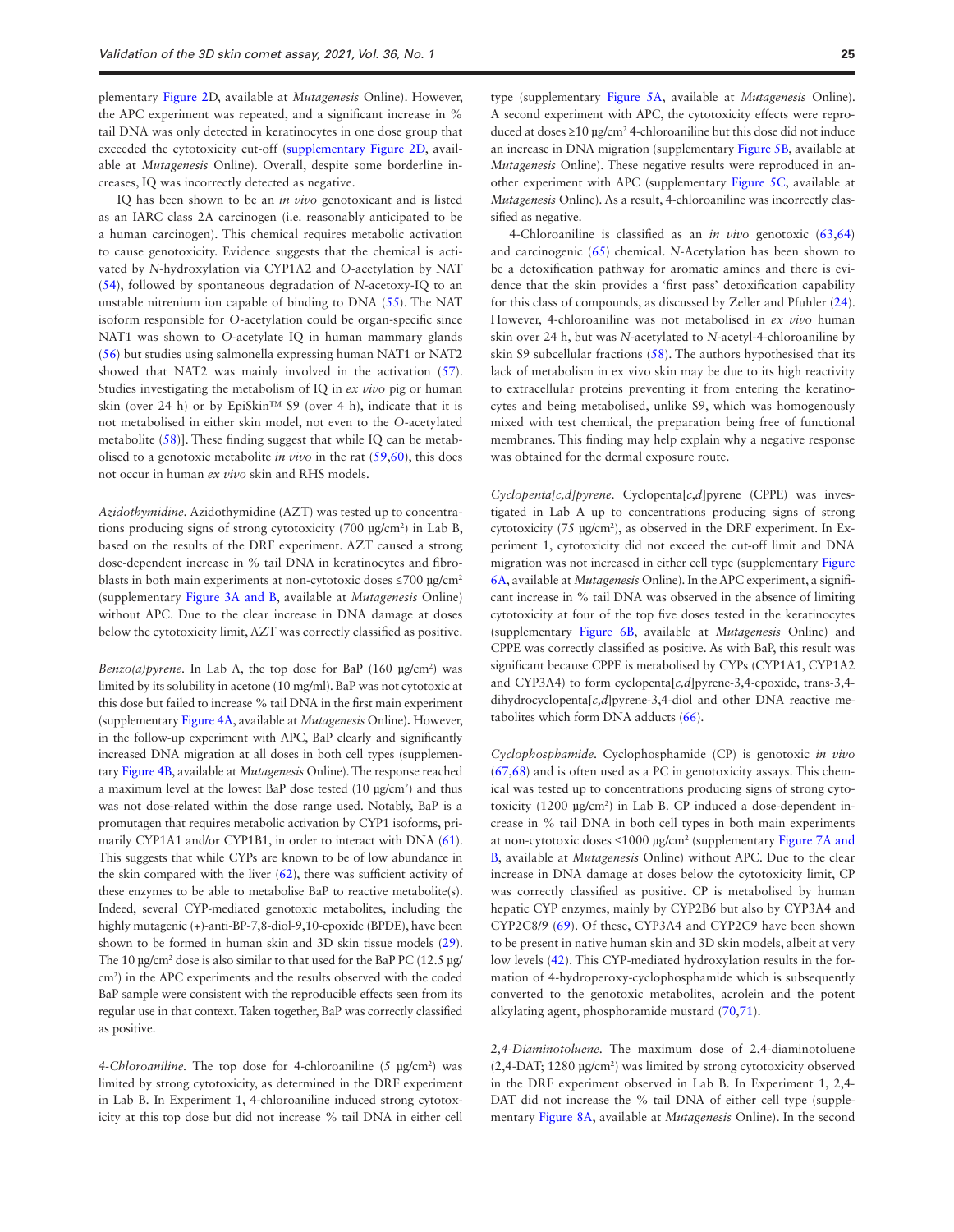plementary Figure 2D, available at *Mutagenesis* Online). However, the APC experiment was repeated, and a significant increase in % tail DNA was only detected in keratinocytes in one dose group that exceeded the cytotoxicity cut-off (supplementary Figure 2D, available at *Mutagenesis* Online). Overall, despite some borderline increases, IQ was incorrectly detected as negative.

IQ has been shown to be an *in vivo* genotoxicant and is listed as an IARC class 2A carcinogen (i.e. reasonably anticipated to be a human carcinogen). This chemical requires metabolic activation to cause genotoxicity. Evidence suggests that the chemical is activated by *N*-hydroxylation via CYP1A2 and *O*-acetylation by NAT (54), followed by spontaneous degradation of *N*-acetoxy-IQ to an unstable nitrenium ion capable of binding to DNA (55). The NAT isoform responsible for *O*-acetylation could be organ-specific since NAT1 was shown to *O*-acetylate IQ in human mammary glands (56) but studies using salmonella expressing human NAT1 or NAT2 showed that NAT2 was mainly involved in the activation (57). Studies investigating the metabolism of IQ in *ex vivo* pig or human skin (over 24 h) or by EpiSkin™ S9 (over 4 h), indicate that it is not metabolised in either skin model, not even to the *O*-acetylated metabolite (58)]. These finding suggest that while IQ can be metabolised to a genotoxic metabolite *in vivo* in the rat (59,60), this does not occur in human *ex vivo* skin and RHS models.

*Azidothymidine.* Azidothymidine (AZT) was tested up to concentrations producing signs of strong cytotoxicity (700 µg/cm²) in Lab B, based on the results of the DRF experiment. AZT caused a strong dose-dependent increase in % tail DNA in keratinocytes and fibroblasts in both main experiments at non-cytotoxic doses ≤700 µg/cm² (supplementary Figure 3A and B, available at *Mutagenesis* Online) without APC. Due to the clear increase in DNA damage at doses below the cytotoxicity limit, AZT was correctly classified as positive.

*Benzo(a)pyrene.* In Lab A, the top dose for BaP (160 µg/cm²) was limited by its solubility in acetone (10 mg/ml). BaP was not cytotoxic at this dose but failed to increase % tail DNA in the first main experiment (supplementary Figure 4A, available at *Mutagenesis* Online). However, in the follow-up experiment with APC, BaP clearly and significantly increased DNA migration at all doses in both cell types (supplementary Figure 4B, available at *Mutagenesis* Online). The response reached a maximum level at the lowest BaP dose tested (10 µg/cm²) and thus was not dose-related within the dose range used. Notably, BaP is a promutagen that requires metabolic activation by CYP1 isoforms, primarily CYP1A1 and/or CYP1B1, in order to interact with DNA (61). This suggests that while CYPs are known to be of low abundance in the skin compared with the liver (62), there was sufficient activity of these enzymes to be able to metabolise BaP to reactive metabolite(s). Indeed, several CYP-mediated genotoxic metabolites, including the highly mutagenic (+)-anti-BP-7,8-diol-9,10-epoxide (BPDE), have been shown to be formed in human skin and 3D skin tissue models (29). The 10 µg/cm² dose is also similar to that used for the BaP PC (12.5 µg/cm²) in the APC experiments and the results observed with the coded BaP sample were consistent with the reproducible effects seen from its regular use in that context. Taken together, BaP was correctly classified as positive.

*4-Chloroaniline.* The top dose for 4-chloroaniline (5 µg/cm²) was limited by strong cytotoxicity, as determined in the DRF experiment in Lab B. In Experiment 1, 4-chloroaniline induced strong cytotoxicity at this top dose but did not increase % tail DNA in either cell type (supplementary Figure 5A, available at *Mutagenesis* Online). A second experiment with APC, the cytotoxicity effects were reproduced at doses ≥10 µg/cm² 4-chloroaniline but this dose did not induce an increase in DNA migration (supplementary Figure 5B, available at *Mutagenesis* Online). These negative results were reproduced in another experiment with APC (supplementary Figure 5C, available at *Mutagenesis* Online). As a result, 4-chloroaniline was incorrectly classified as negative.

4-Chloroaniline is classified as an *in vivo* genotoxic (63,64) and carcinogenic (65) chemical. *N*-Acetylation has been shown to be a detoxification pathway for aromatic amines and there is evidence that the skin provides a 'first pass' detoxification capability for this class of compounds, as discussed by Zeller and Pfuhler (24). However, 4-chloroaniline was not metabolised in *ex vivo* human skin over 24 h, but was *N*-acetylated to *N*-acetyl-4-chloroaniline by skin S9 subcellular fractions (58). The authors hypothesised that its lack of metabolism in ex vivo skin may be due to its high reactivity to extracellular proteins preventing it from entering the keratinocytes and being metabolised, unlike S9, which was homogenously mixed with test chemical, the preparation being free of functional membranes. This finding may help explain why a negative response was obtained for the dermal exposure route.

*Cyclopenta[c,d]pyrene.* Cyclopenta[*c*,*d*]pyrene (CPPE) was investigated in Lab A up to concentrations producing signs of strong cytotoxicity (75 µg/cm²), as observed in the DRF experiment. In Experiment 1, cytotoxicity did not exceed the cut-off limit and DNA migration was not increased in either cell type (supplementary Figure 6A, available at *Mutagenesis* Online). In the APC experiment, a significant increase in % tail DNA was observed in the absence of limiting cytotoxicity at four of the top five doses tested in the keratinocytes (supplementary Figure 6B, available at *Mutagenesis* Online) and CPPE was correctly classified as positive. As with BaP, this result was significant because CPPE is metabolised by CYPs (CYP1A1, CYP1A2 and CYP3A4) to form cyclopenta[*c*,*d*]pyrene-3,4-epoxide, trans-3,4-dihydrocyclopenta[*c*,*d*]pyrene-3,4-diol and other DNA reactive metabolites which form DNA adducts (66).

*Cyclophosphamide.* Cyclophosphamide (CP) is genotoxic *in vivo* (67,68) and is often used as a PC in genotoxicity assays. This chemical was tested up to concentrations producing signs of strong cytotoxicity (1200 µg/cm²) in Lab B. CP induced a dose-dependent increase in % tail DNA in both cell types in both main experiments at non-cytotoxic doses ≤1000 µg/cm² (supplementary Figure 7A and B, available at *Mutagenesis* Online) without APC. Due to the clear increase in DNA damage at doses below the cytotoxicity limit, CP was correctly classified as positive. CP is metabolised by human hepatic CYP enzymes, mainly by CYP2B6 but also by CYP3A4 and CYP2C8/9 (69). Of these, CYP3A4 and CYP2C9 have been shown to be present in native human skin and 3D skin models, albeit at very low levels (42). This CYP-mediated hydroxylation results in the formation of 4-hydroperoxy-cyclophosphamide which is subsequently converted to the genotoxic metabolites, acrolein and the potent alkylating agent, phosphoramide mustard (70,71).

*2,4-Diaminotoluene.* The maximum dose of 2,4-diaminotoluene (2,4-DAT; 1280 µg/cm²) was limited by strong cytotoxicity observed in the DRF experiment observed in Lab B. In Experiment 1, 2,4-DAT did not increase the % tail DNA of either cell type (supplementary Figure 8A, available at *Mutagenesis* Online). In the second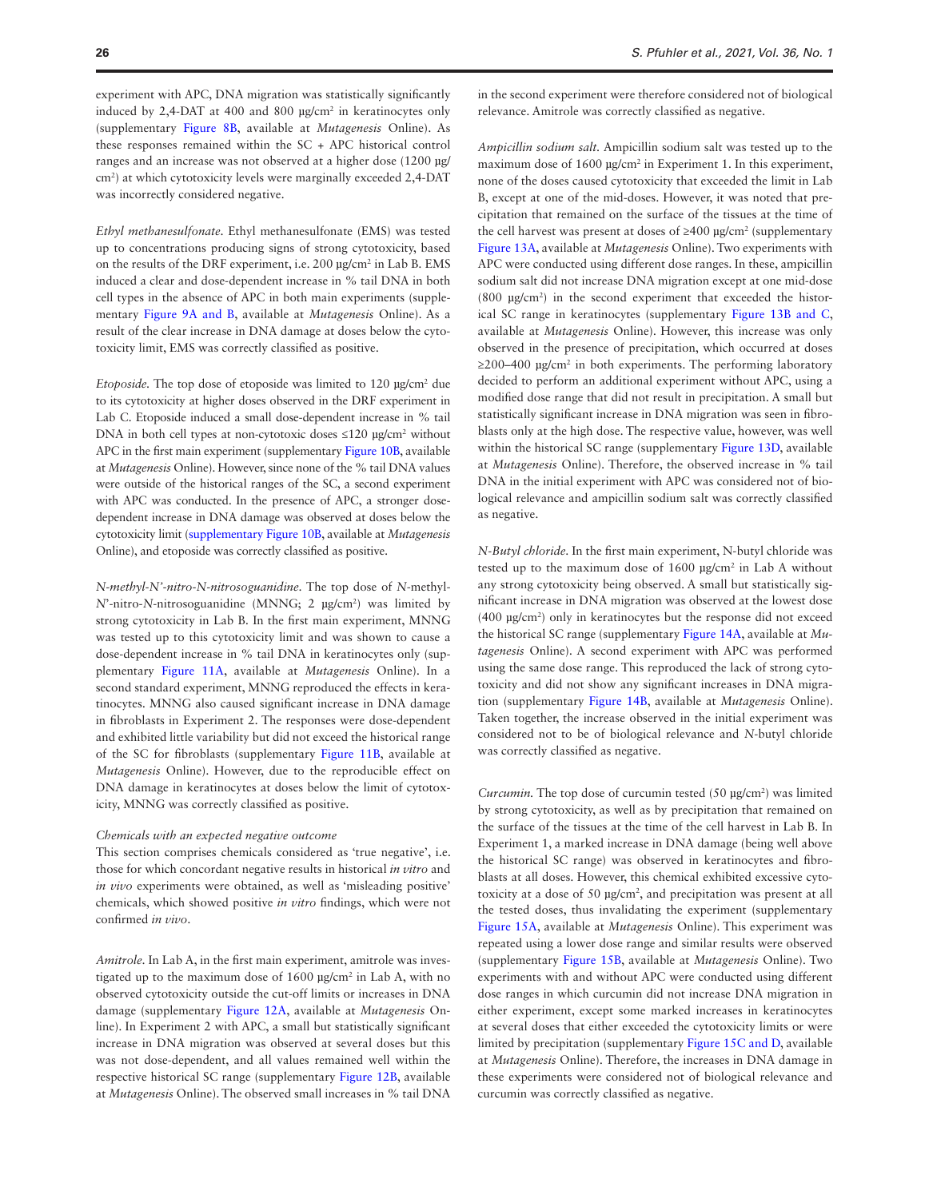experiment with APC, DNA migration was statistically significantly induced by 2,4-DAT at 400 and 800 µg/cm$^2$ in keratinocytes only (supplementary Figure 8B, available at *Mutagenesis* Online). As these responses remained within the SC + APC historical control ranges and an increase was not observed at a higher dose (1200 µg/cm$^2$) at which cytotoxicity levels were marginally exceeded 2,4-DAT was incorrectly considered negative.

*Ethyl methanesulfonate.* Ethyl methanesulfonate (EMS) was tested up to concentrations producing signs of strong cytotoxicity, based on the results of the DRF experiment, i.e. 200 µg/cm$^2$ in Lab B. EMS induced a clear and dose-dependent increase in % tail DNA in both cell types in the absence of APC in both main experiments (supplementary Figure 9A and B, available at *Mutagenesis* Online). As a result of the clear increase in DNA damage at doses below the cytotoxicity limit, EMS was correctly classified as positive.

*Etoposide.* The top dose of etoposide was limited to 120 µg/cm$^2$ due to its cytotoxicity at higher doses observed in the DRF experiment in Lab C. Etoposide induced a small dose-dependent increase in % tail DNA in both cell types at non-cytotoxic doses ≤120 µg/cm$^2$ without APC in the first main experiment (supplementary Figure 10B, available at *Mutagenesis* Online). However, since none of the % tail DNA values were outside of the historical ranges of the SC, a second experiment with APC was conducted. In the presence of APC, a stronger dose-dependent increase in DNA damage was observed at doses below the cytotoxicity limit (supplementary Figure 10B, available at *Mutagenesis* Online), and etoposide was correctly classified as positive.

*N-methyl-N'-nitro-N-nitrosoguanidine.* The top dose of *N*-methyl-*N'*-nitro-*N*-nitrosoguanidine (MNNG; 2 µg/cm$^2$) was limited by strong cytotoxicity in Lab B. In the first main experiment, MNNG was tested up to this cytotoxicity limit and was shown to cause a dose-dependent increase in % tail DNA in keratinocytes only (supplementary Figure 11A, available at *Mutagenesis* Online). In a second standard experiment, MNNG reproduced the effects in keratinocytes. MNNG also caused significant increase in DNA damage in fibroblasts in Experiment 2. The responses were dose-dependent and exhibited little variability but did not exceed the historical range of the SC for fibroblasts (supplementary Figure 11B, available at *Mutagenesis* Online). However, due to the reproducible effect on DNA damage in keratinocytes at doses below the limit of cytotoxicity, MNNG was correctly classified as positive.

*Chemicals with an expected negative outcome*

This section comprises chemicals considered as 'true negative', i.e. those for which concordant negative results in historical *in vitro* and *in vivo* experiments were obtained, as well as 'misleading positive' chemicals, which showed positive *in vitro* findings, which were not confirmed *in vivo*.

*Amitrole.* In Lab A, in the first main experiment, amitrole was investigated up to the maximum dose of 1600 µg/cm$^2$ in Lab A, with no observed cytotoxicity outside the cut-off limits or increases in DNA damage (supplementary Figure 12A, available at *Mutagenesis* Online). In Experiment 2 with APC, a small but statistically significant increase in DNA migration was observed at several doses but this was not dose-dependent, and all values remained well within the respective historical SC range (supplementary Figure 12B, available at *Mutagenesis* Online). The observed small increases in % tail DNA in the second experiment were therefore considered not of biological relevance. Amitrole was correctly classified as negative.

*Ampicillin sodium salt.* Ampicillin sodium salt was tested up to the maximum dose of 1600 µg/cm$^2$ in Experiment 1. In this experiment, none of the doses caused cytotoxicity that exceeded the limit in Lab B, except at one of the mid-doses. However, it was noted that precipitation that remained on the surface of the tissues at the time of the cell harvest was present at doses of ≥400 µg/cm$^2$ (supplementary Figure 13A, available at *Mutagenesis* Online). Two experiments with APC were conducted using different dose ranges. In these, ampicillin sodium salt did not increase DNA migration except at one mid-dose (800 µg/cm$^2$) in the second experiment that exceeded the historical SC range in keratinocytes (supplementary Figure 13B and C, available at *Mutagenesis* Online). However, this increase was only observed in the presence of precipitation, which occurred at doses ≥200–400 µg/cm$^2$ in both experiments. The performing laboratory decided to perform an additional experiment without APC, using a modified dose range that did not result in precipitation. A small but statistically significant increase in DNA migration was seen in fibroblasts only at the high dose. The respective value, however, was well within the historical SC range (supplementary Figure 13D, available at *Mutagenesis* Online). Therefore, the observed increase in % tail DNA in the initial experiment with APC was considered not of biological relevance and ampicillin sodium salt was correctly classified as negative.

*N-Butyl chloride.* In the first main experiment, N-butyl chloride was tested up to the maximum dose of 1600 µg/cm$^2$ in Lab A without any strong cytotoxicity being observed. A small but statistically significant increase in DNA migration was observed at the lowest dose (400 µg/cm$^2$) only in keratinocytes but the response did not exceed the historical SC range (supplementary Figure 14A, available at *Mutagenesis* Online). A second experiment with APC was performed using the same dose range. This reproduced the lack of strong cytotoxicity and did not show any significant increases in DNA migration (supplementary Figure 14B, available at *Mutagenesis* Online). Taken together, the increase observed in the initial experiment was considered not to be of biological relevance and *N*-butyl chloride was correctly classified as negative.

*Curcumin.* The top dose of curcumin tested (50 µg/cm$^2$) was limited by strong cytotoxicity, as well as by precipitation that remained on the surface of the tissues at the time of the cell harvest in Lab B. In Experiment 1, a marked increase in DNA damage (being well above the historical SC range) was observed in keratinocytes and fibroblasts at all doses. However, this chemical exhibited excessive cytotoxicity at a dose of 50 µg/cm$^2$, and precipitation was present at all the tested doses, thus invalidating the experiment (supplementary Figure 15A, available at *Mutagenesis* Online). This experiment was repeated using a lower dose range and similar results were observed (supplementary Figure 15B, available at *Mutagenesis* Online). Two experiments with and without APC were conducted using different dose ranges in which curcumin did not increase DNA migration in either experiment, except some marked increases in keratinocytes at several doses that either exceeded the cytotoxicity limits or were limited by precipitation (supplementary Figure 15C and D, available at *Mutagenesis* Online). Therefore, the increases in DNA damage in these experiments were considered not of biological relevance and curcumin was correctly classified as negative.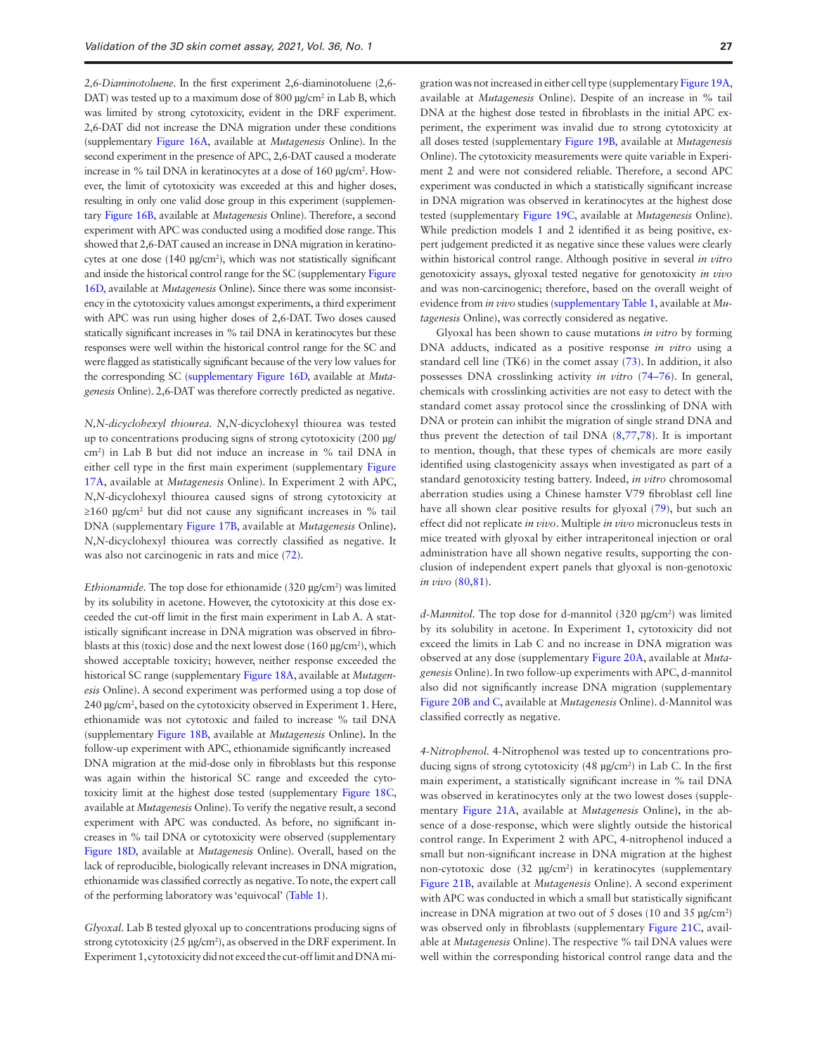*2,6-Diaminotoluene.* In the first experiment 2,6-diaminotoluene (2,6-DAT) was tested up to a maximum dose of 800 µg/cm$^2$ in Lab B, which was limited by strong cytotoxicity, evident in the DRF experiment. 2,6-DAT did not increase the DNA migration under these conditions (supplementary Figure 16A, available at *Mutagenesis* Online). In the second experiment in the presence of APC, 2,6-DAT caused a moderate increase in % tail DNA in keratinocytes at a dose of 160 µg/cm$^2$. However, the limit of cytotoxicity was exceeded at this and higher doses, resulting in only one valid dose group in this experiment (supplementary Figure 16B, available at *Mutagenesis* Online). Therefore, a second experiment with APC was conducted using a modified dose range. This showed that 2,6-DAT caused an increase in DNA migration in keratinocytes at one dose (140 µg/cm$^2$), which was not statistically significant and inside the historical control range for the SC (supplementary Figure 16D, available at *Mutagenesis* Online). Since there was some inconsistency in the cytotoxicity values amongst experiments, a third experiment with APC was run using higher doses of 2,6-DAT. Two doses caused statically significant increases in % tail DNA in keratinocytes but these responses were well within the historical control range for the SC and were flagged as statistically significant because of the very low values for the corresponding SC (supplementary Figure 16D, available at *Mutagenesis* Online). 2,6-DAT was therefore correctly predicted as negative.

*N,N-dicyclohexyl thiourea.* *N,N*-dicyclohexyl thiourea was tested up to concentrations producing signs of strong cytotoxicity (200 µg/cm$^2$) in Lab B but did not induce an increase in % tail DNA in either cell type in the first main experiment (supplementary Figure 17A, available at *Mutagenesis* Online). In Experiment 2 with APC, *N,N*-dicyclohexyl thiourea caused signs of strong cytotoxicity at ≥160 µg/cm$^2$ but did not cause any significant increases in % tail DNA (supplementary Figure 17B, available at *Mutagenesis* Online). *N,N*-dicyclohexyl thiourea was correctly classified as negative. It was also not carcinogenic in rats and mice (72).

*Ethionamide.* The top dose for ethionamide (320 µg/cm$^2$) was limited by its solubility in acetone. However, the cytotoxicity at this dose exceeded the cut-off limit in the first main experiment in Lab A. A statistically significant increase in DNA migration was observed in fibroblasts at this (toxic) dose and the next lowest dose (160 µg/cm$^2$), which showed acceptable toxicity; however, neither response exceeded the historical SC range (supplementary Figure 18A, available at *Mutagenesis* Online). A second experiment was performed using a top dose of 240 µg/cm$^2$, based on the cytotoxicity observed in Experiment 1. Here, ethionamide was not cytotoxic and failed to increase % tail DNA (supplementary Figure 18B, available at *Mutagenesis* Online). In the follow-up experiment with APC, ethionamide significantly increased DNA migration at the mid-dose only in fibroblasts but this response was again within the historical SC range and exceeded the cytotoxicity limit at the highest dose tested (supplementary Figure 18C, available at *Mutagenesis* Online). To verify the negative result, a second experiment with APC was conducted. As before, no significant increases in % tail DNA or cytotoxicity were observed (supplementary Figure 18D, available at *Mutagenesis* Online). Overall, based on the lack of reproducible, biologically relevant increases in DNA migration, ethionamide was classified correctly as negative. To note, the expert call of the performing laboratory was 'equivocal' (Table 1).

*Glyoxal.* Lab B tested glyoxal up to concentrations producing signs of strong cytotoxicity (25 µg/cm$^2$), as observed in the DRF experiment. In Experiment 1, cytotoxicity did not exceed the cut-off limit and DNA migration was not increased in either cell type (supplementary Figure 19A, available at *Mutagenesis* Online). Despite of an increase in % tail DNA at the highest dose tested in fibroblasts in the initial APC experiment, the experiment was invalid due to strong cytotoxicity at all doses tested (supplementary Figure 19B, available at *Mutagenesis* Online). The cytotoxicity measurements were quite variable in Experiment 2 and were not considered reliable. Therefore, a second APC experiment was conducted in which a statistically significant increase in DNA migration was observed in keratinocytes at the highest dose tested (supplementary Figure 19C, available at *Mutagenesis* Online). While prediction models 1 and 2 identified it as being positive, expert judgement predicted it as negative since these values were clearly within historical control range. Although positive in several *in vitro* genotoxicity assays, glyoxal tested negative for genotoxicity *in vivo* and was non-carcinogenic; therefore, based on the overall weight of evidence from *in vivo* studies (supplementary Table 1, available at *Mutagenesis* Online), was correctly considered as negative.

Glyoxal has been shown to cause mutations *in vitro* by forming DNA adducts, indicated as a positive response *in vitro* using a standard cell line (TK6) in the comet assay (73). In addition, it also possesses DNA crosslinking activity *in vitro* (74–76). In general, chemicals with crosslinking activities are not easy to detect with the standard comet assay protocol since the crosslinking of DNA with DNA or protein can inhibit the migration of single strand DNA and thus prevent the detection of tail DNA (8,77,78). It is important to mention, though, that these types of chemicals are more easily identified using clastogenicity assays when investigated as part of a standard genotoxicity testing battery. Indeed, *in vitro* chromosomal aberration studies using a Chinese hamster V79 fibroblast cell line have all shown clear positive results for glyoxal (79), but such an effect did not replicate *in vivo*. Multiple *in vivo* micronucleus tests in mice treated with glyoxal by either intraperitoneal injection or oral administration have all shown negative results, supporting the conclusion of independent expert panels that glyoxal is non-genotoxic *in vivo* (80,81).

*d-Mannitol.* The top dose for d-mannitol (320 µg/cm$^2$) was limited by its solubility in acetone. In Experiment 1, cytotoxicity did not exceed the limits in Lab C and no increase in DNA migration was observed at any dose (supplementary Figure 20A, available at *Mutagenesis* Online). In two follow-up experiments with APC, d-mannitol also did not significantly increase DNA migration (supplementary Figure 20B and C, available at *Mutagenesis* Online). d-Mannitol was classified correctly as negative.

*4-Nitrophenol.* 4-Nitrophenol was tested up to concentrations producing signs of strong cytotoxicity (48 µg/cm$^2$) in Lab C. In the first main experiment, a statistically significant increase in % tail DNA was observed in keratinocytes only at the two lowest doses (supplementary Figure 21A, available at *Mutagenesis* Online), in the absence of a dose-response, which were slightly outside the historical control range. In Experiment 2 with APC, 4-nitrophenol induced a small but non-significant increase in DNA migration at the highest non-cytotoxic dose (32 µg/cm$^2$) in keratinocytes (supplementary Figure 21B, available at *Mutagenesis* Online). A second experiment with APC was conducted in which a small but statistically significant increase in DNA migration at two out of 5 doses (10 and 35 µg/cm$^2$) was observed only in fibroblasts (supplementary Figure 21C, available at *Mutagenesis* Online). The respective % tail DNA values were well within the corresponding historical control range data and the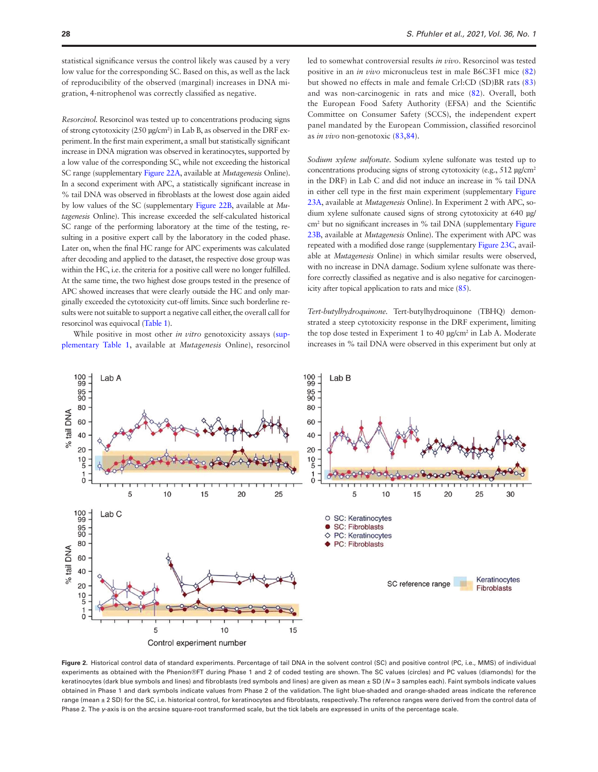statistical significance versus the control likely was caused by a very low value for the corresponding SC. Based on this, as well as the lack of reproducibility of the observed (marginal) increases in DNA migration, 4-nitrophenol was correctly classified as negative.

*Resorcinol.* Resorcinol was tested up to concentrations producing signs of strong cytotoxicity (250 µg/cm²) in Lab B, as observed in the DRF experiment. In the first main experiment, a small but statistically significant increase in DNA migration was observed in keratinocytes, supported by a low value of the corresponding SC, while not exceeding the historical SC range (supplementary Figure 22A, available at *Mutagenesis* Online). In a second experiment with APC, a statistically significant increase in % tail DNA was observed in fibroblasts at the lowest dose again aided by low values of the SC (supplementary Figure 22B, available at *Mutagenesis* Online). This increase exceeded the self-calculated historical SC range of the performing laboratory at the time of the testing, resulting in a positive expert call by the laboratory in the coded phase. Later on, when the final HC range for APC experiments was calculated after decoding and applied to the dataset, the respective dose group was within the HC, i.e. the criteria for a positive call were no longer fulfilled. At the same time, the two highest dose groups tested in the presence of APC showed increases that were clearly outside the HC and only marginally exceeded the cytotoxicity cut-off limits. Since such borderline results were not suitable to support a negative call either, the overall call for resorcinol was equivocal (Table 1).

While positive in most other *in vitro* genotoxicity assays (supplementary Table 1, available at *Mutagenesis* Online), resorcinol led to somewhat controversial results *in vivo*. Resorcinol was tested positive in an *in vivo* micronucleus test in male B6C3F1 mice (82) but showed no effects in male and female Crl:CD (SD)BR rats (83) and was non-carcinogenic in rats and mice (82). Overall, both the European Food Safety Authority (EFSA) and the Scientific Committee on Consumer Safety (SCCS), the independent expert panel mandated by the European Commission, classified resorcinol as *in vivo* non-genotoxic (83,84).

*Sodium xylene sulfonate.* Sodium xylene sulfonate was tested up to concentrations producing signs of strong cytotoxicity (e.g., 512 µg/cm² in the DRF) in Lab C and did not induce an increase in % tail DNA in either cell type in the first main experiment (supplementary Figure 23A, available at *Mutagenesis* Online). In Experiment 2 with APC, sodium xylene sulfonate caused signs of strong cytotoxicity at 640 µg/cm² but no significant increases in % tail DNA (supplementary Figure 23B, available at *Mutagenesis* Online). The experiment with APC was repeated with a modified dose range (supplementary Figure 23C, available at *Mutagenesis* Online) in which similar results were observed, with no increase in DNA damage. Sodium xylene sulfonate was therefore correctly classified as negative and is also negative for carcinogenicity after topical application to rats and mice (85).

*Tert-butylhydroquinone.* Tert-butylhydroquinone (TBHQ) demonstrated a steep cytotoxicity response in the DRF experiment, limiting the top dose tested in Experiment 1 to 40 µg/cm² in Lab A. Moderate increases in % tail DNA were observed in this experiment but only at

**Figure 2.** Historical control data of standard experiments. Percentage of tail DNA in the solvent control (SC) and positive control (PC, i.e., MMS) of individual experiments as obtained with the Phenion®FT during Phase 1 and 2 of coded testing are shown. The SC values (circles) and PC values (diamonds) for the keratinocytes (dark blue symbols and lines) and fibroblasts (red symbols and lines) are given as mean ± SD ($N = 3$ samples each). Faint symbols indicate values obtained in Phase 1 and dark symbols indicate values from Phase 2 of the validation. The light blue-shaded and orange-shaded areas indicate the reference range (mean ± 2 SD) for the SC, i.e. historical control, for keratinocytes and fibroblasts, respectively. The reference ranges were derived from the control data of Phase 2. The *y*-axis is on the arcsine square-root transformed scale, but the tick labels are expressed in units of the percentage scale.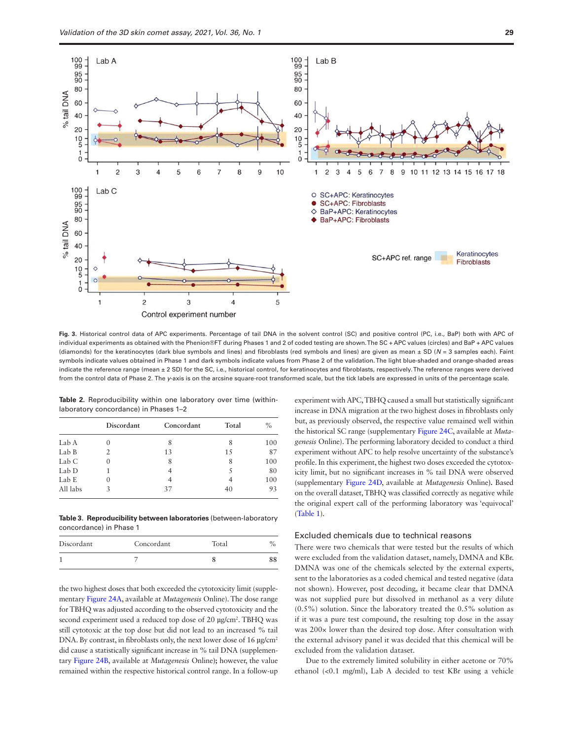Fig. 3. Historical control data of APC experiments. Percentage of tail DNA in the solvent control (SC) and positive control (PC, i.e., BaP) both with APC of individual experiments as obtained with the Phenion®FT during Phases 1 and 2 of coded testing are shown. The SC + APC values (circles) and BaP + APC values (diamonds) for the keratinocytes (dark blue symbols and lines) and fibroblasts (red symbols and lines) are given as mean ± SD ($N$ = 3 samples each). Faint symbols indicate values obtained in Phase 1 and dark symbols indicate values from Phase 2 of the validation. The light blue-shaded and orange-shaded areas indicate the reference range (mean ± 2 SD) for the SC, i.e., historical control, for keratinocytes and fibroblasts, respectively. The reference ranges were derived from the control data of Phase 2. The $y$-axis is on the arcsine square-root transformed scale, but the tick labels are expressed in units of the percentage scale.

**Table 2.** Reproducibility within one laboratory over time (within-laboratory concordance) in Phases 1–2

| | Discordant | Concordant | Total | % |
|---|---|---|---|---|
| Lab A | 0 | 8 | 8 | 100 |
| Lab B | 2 | 13 | 15 | 87 |
| Lab C | 0 | 8 | 8 | 100 |
| Lab D | 1 | 4 | 5 | 80 |
| Lab E | 0 | 4 | 4 | 100 |
| All labs | 3 | 37 | 40 | 93 |

**Table 3. Reproducibility between laboratories** (between-laboratory concordance) in Phase 1

| Discordant | Concordant | Total | % |
|---|---|---|---|
| 1 | 7 | 8 | 88 |

the two highest doses that both exceeded the cytotoxicity limit (supplementary Figure 24A, available at *Mutagenesis* Online). The dose range for TBHQ was adjusted according to the observed cytotoxicity and the second experiment used a reduced top dose of 20 µg/cm². TBHQ was still cytotoxic at the top dose but did not lead to an increased % tail DNA. By contrast, in fibroblasts only, the next lower dose of 16 µg/cm² did cause a statistically significant increase in % tail DNA (supplementary Figure 24B, available at *Mutagenesis* Online); however, the value remained within the respective historical control range. In a follow-up experiment with APC, TBHQ caused a small but statistically significant increase in DNA migration at the two highest doses in fibroblasts only but, as previously observed, the respective value remained well within the historical SC range (supplementary Figure 24C, available at *Mutagenesis* Online). The performing laboratory decided to conduct a third experiment without APC to help resolve uncertainty of the substance's profile. In this experiment, the highest two doses exceeded the cytotoxicity limit, but no significant increases in % tail DNA were observed (supplementary Figure 24D, available at *Mutagenesis* Online)**.** Based on the overall dataset, TBHQ was classified correctly as negative while the original expert call of the performing laboratory was 'equivocal' (Table 1).

### Excluded chemicals due to technical reasons

There were two chemicals that were tested but the results of which were excluded from the validation dataset, namely, DMNA and KBr. DMNA was one of the chemicals selected by the external experts, sent to the laboratories as a coded chemical and tested negative (data not shown). However, post decoding, it became clear that DMNA was not supplied pure but dissolved in methanol as a very dilute (0.5%) solution. Since the laboratory treated the 0.5% solution as if it was a pure test compound, the resulting top dose in the assay was 200× lower than the desired top dose. After consultation with the external advisory panel it was decided that this chemical will be excluded from the validation dataset.

Due to the extremely limited solubility in either acetone or 70% ethanol (<0.1 mg/ml), Lab A decided to test KBr using a vehicle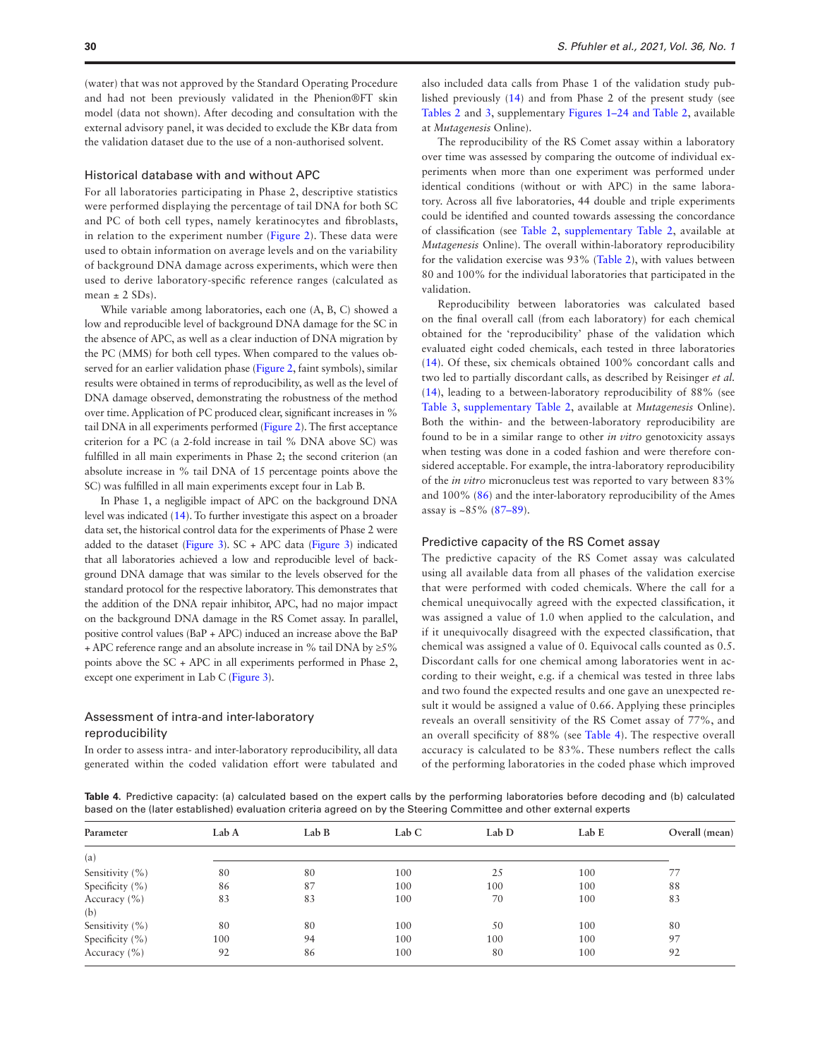(water) that was not approved by the Standard Operating Procedure and had not been previously validated in the Phenion®FT skin model (data not shown). After decoding and consultation with the external advisory panel, it was decided to exclude the KBr data from the validation dataset due to the use of a non-authorised solvent.

### Historical database with and without APC

For all laboratories participating in Phase 2, descriptive statistics were performed displaying the percentage of tail DNA for both SC and PC of both cell types, namely keratinocytes and fibroblasts, in relation to the experiment number (Figure 2). These data were used to obtain information on average levels and on the variability of background DNA damage across experiments, which were then used to derive laboratory-specific reference ranges (calculated as mean ± 2 SDs).

While variable among laboratories, each one (A, B, C) showed a low and reproducible level of background DNA damage for the SC in the absence of APC, as well as a clear induction of DNA migration by the PC (MMS) for both cell types. When compared to the values observed for an earlier validation phase (Figure 2, faint symbols), similar results were obtained in terms of reproducibility, as well as the level of DNA damage observed, demonstrating the robustness of the method over time. Application of PC produced clear, significant increases in % tail DNA in all experiments performed (Figure 2). The first acceptance criterion for a PC (a 2-fold increase in tail % DNA above SC) was fulfilled in all main experiments in Phase 2; the second criterion (an absolute increase in % tail DNA of 15 percentage points above the SC) was fulfilled in all main experiments except four in Lab B.

In Phase 1, a negligible impact of APC on the background DNA level was indicated (14). To further investigate this aspect on a broader data set, the historical control data for the experiments of Phase 2 were added to the dataset (Figure 3). SC + APC data (Figure 3) indicated that all laboratories achieved a low and reproducible level of background DNA damage that was similar to the levels observed for the standard protocol for the respective laboratory. This demonstrates that the addition of the DNA repair inhibitor, APC, had no major impact on the background DNA damage in the RS Comet assay. In parallel, positive control values (BaP + APC) induced an increase above the BaP + APC reference range and an absolute increase in % tail DNA by ≥5% points above the SC + APC in all experiments performed in Phase 2, except one experiment in Lab C (Figure 3).

### Assessment of intra-and inter-laboratory reproducibility

In order to assess intra- and inter-laboratory reproducibility, all data generated within the coded validation effort were tabulated and also included data calls from Phase 1 of the validation study published previously (14) and from Phase 2 of the present study (see Tables 2 and 3, supplementary Figures 1–24 and Table 2, available at *Mutagenesis* Online).

The reproducibility of the RS Comet assay within a laboratory over time was assessed by comparing the outcome of individual experiments when more than one experiment was performed under identical conditions (without or with APC) in the same laboratory. Across all five laboratories, 44 double and triple experiments could be identified and counted towards assessing the concordance of classification (see Table 2, supplementary Table 2, available at *Mutagenesis* Online). The overall within-laboratory reproducibility for the validation exercise was 93% (Table 2), with values between 80 and 100% for the individual laboratories that participated in the validation.

Reproducibility between laboratories was calculated based on the final overall call (from each laboratory) for each chemical obtained for the 'reproducibility' phase of the validation which evaluated eight coded chemicals, each tested in three laboratories (14). Of these, six chemicals obtained 100% concordant calls and two led to partially discordant calls, as described by Reisinger *et al.* (14), leading to a between-laboratory reproducibility of 88% (see Table 3, supplementary Table 2, available at *Mutagenesis* Online). Both the within- and the between-laboratory reproducibility are found to be in a similar range to other *in vitro* genotoxicity assays when testing was done in a coded fashion and were therefore considered acceptable. For example, the intra-laboratory reproducibility of the *in vitro* micronucleus test was reported to vary between 83% and 100% (86) and the inter-laboratory reproducibility of the Ames assay is ~85% (87–89).

### Predictive capacity of the RS Comet assay

The predictive capacity of the RS Comet assay was calculated using all available data from all phases of the validation exercise that were performed with coded chemicals. Where the call for a chemical unequivocally agreed with the expected classification, it was assigned a value of 1.0 when applied to the calculation, and if it unequivocally disagreed with the expected classification, that chemical was assigned a value of 0. Equivocal calls counted as 0.5. Discordant calls for one chemical among laboratories went in according to their weight, e.g. if a chemical was tested in three labs and two found the expected results and one gave an unexpected result it would be assigned a value of 0.66. Applying these principles reveals an overall sensitivity of the RS Comet assay of 77%, and an overall specificity of 88% (see Table 4). The respective overall accuracy is calculated to be 83%. These numbers reflect the calls of the performing laboratories in the coded phase which improved

**Table 4.** Predictive capacity: (a) calculated based on the expert calls by the performing laboratories before decoding and (b) calculated based on the (later established) evaluation criteria agreed on by the Steering Committee and other external experts

| Parameter | Lab A | Lab B | Lab C | Lab D | Lab E | Overall (mean) |
|---|---|---|---|---|---|---|
| (a) | | | | | | |
| Sensitivity (%) | 80 | 80 | 100 | 25 | 100 | 77 |
| Specificity (%) | 86 | 87 | 100 | 100 | 100 | 88 |
| Accuracy (%) | 83 | 83 | 100 | 70 | 100 | 83 |
| (b) | | | | | | |
| Sensitivity (%) | 80 | 80 | 100 | 50 | 100 | 80 |
| Specificity (%) | 100 | 94 | 100 | 100 | 100 | 97 |
| Accuracy (%) | 92 | 86 | 100 | 80 | 100 | 92 |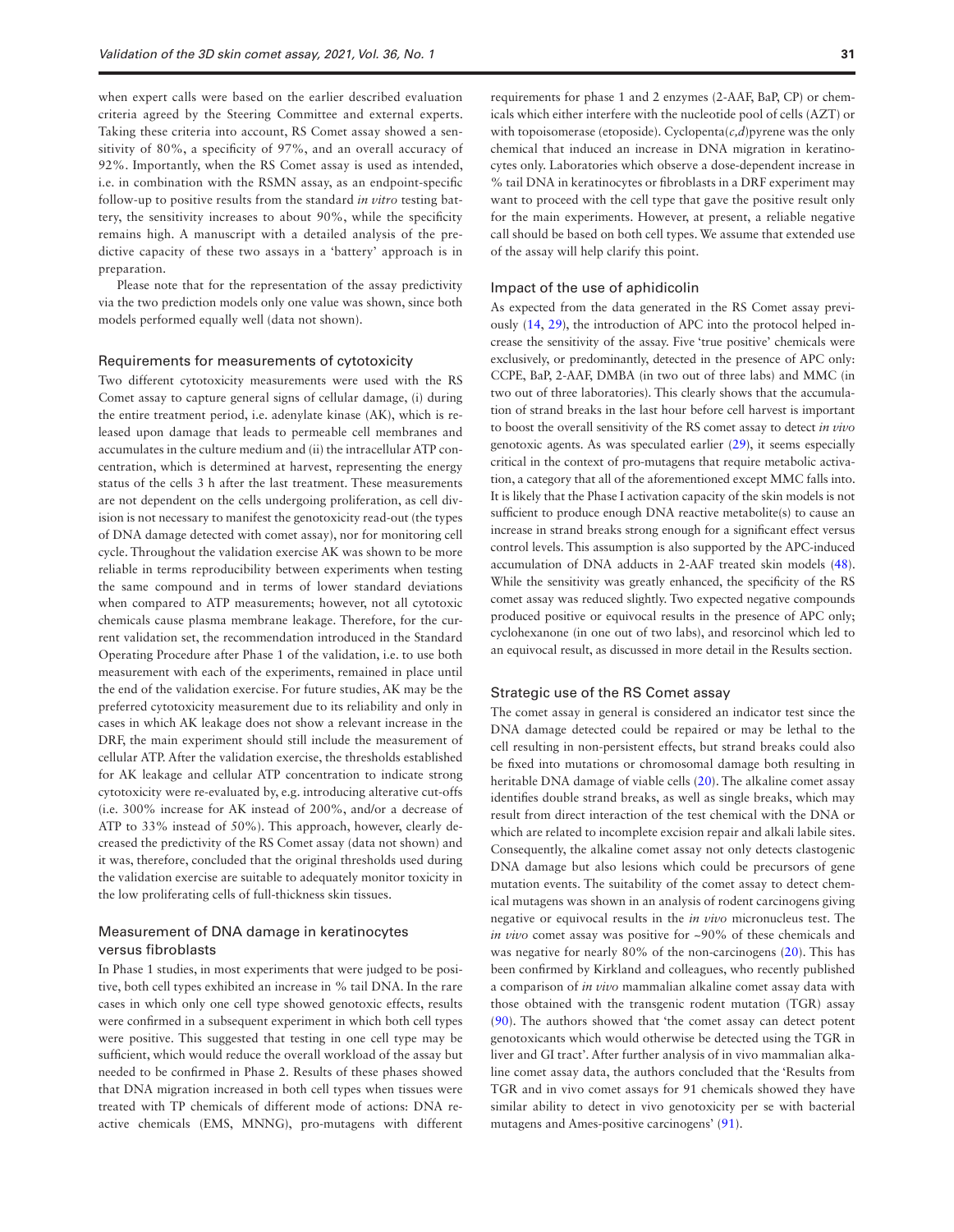when expert calls were based on the earlier described evaluation criteria agreed by the Steering Committee and external experts. Taking these criteria into account, RS Comet assay showed a sensitivity of 80%, a specificity of 97%, and an overall accuracy of 92%. Importantly, when the RS Comet assay is used as intended, i.e. in combination with the RSMN assay, as an endpoint-specific follow-up to positive results from the standard *in vitro* testing battery, the sensitivity increases to about 90%, while the specificity remains high. A manuscript with a detailed analysis of the predictive capacity of these two assays in a 'battery' approach is in preparation.

Please note that for the representation of the assay predictivity via the two prediction models only one value was shown, since both models performed equally well (data not shown).

### Requirements for measurements of cytotoxicity

Two different cytotoxicity measurements were used with the RS Comet assay to capture general signs of cellular damage, (i) during the entire treatment period, i.e. adenylate kinase (AK), which is released upon damage that leads to permeable cell membranes and accumulates in the culture medium and (ii) the intracellular ATP concentration, which is determined at harvest, representing the energy status of the cells 3 h after the last treatment. These measurements are not dependent on the cells undergoing proliferation, as cell division is not necessary to manifest the genotoxicity read-out (the types of DNA damage detected with comet assay), nor for monitoring cell cycle. Throughout the validation exercise AK was shown to be more reliable in terms reproducibility between experiments when testing the same compound and in terms of lower standard deviations when compared to ATP measurements; however, not all cytotoxic chemicals cause plasma membrane leakage. Therefore, for the current validation set, the recommendation introduced in the Standard Operating Procedure after Phase 1 of the validation, i.e. to use both measurement with each of the experiments, remained in place until the end of the validation exercise. For future studies, AK may be the preferred cytotoxicity measurement due to its reliability and only in cases in which AK leakage does not show a relevant increase in the DRF, the main experiment should still include the measurement of cellular ATP. After the validation exercise, the thresholds established for AK leakage and cellular ATP concentration to indicate strong cytotoxicity were re-evaluated by, e.g. introducing alterative cut-offs (i.e. 300% increase for AK instead of 200%, and/or a decrease of ATP to 33% instead of 50%). This approach, however, clearly decreased the predictivity of the RS Comet assay (data not shown) and it was, therefore, concluded that the original thresholds used during the validation exercise are suitable to adequately monitor toxicity in the low proliferating cells of full-thickness skin tissues.

### Measurement of DNA damage in keratinocytes versus fibroblasts

In Phase 1 studies, in most experiments that were judged to be positive, both cell types exhibited an increase in % tail DNA. In the rare cases in which only one cell type showed genotoxic effects, results were confirmed in a subsequent experiment in which both cell types were positive. This suggested that testing in one cell type may be sufficient, which would reduce the overall workload of the assay but needed to be confirmed in Phase 2. Results of these phases showed that DNA migration increased in both cell types when tissues were treated with TP chemicals of different mode of actions: DNA reactive chemicals (EMS, MNNG), pro-mutagens with different requirements for phase 1 and 2 enzymes (2-AAF, BaP, CP) or chemicals which either interfere with the nucleotide pool of cells (AZT) or with topoisomerase (etoposide). Cyclopenta(*c,d*)pyrene was the only chemical that induced an increase in DNA migration in keratinocytes only. Laboratories which observe a dose-dependent increase in % tail DNA in keratinocytes or fibroblasts in a DRF experiment may want to proceed with the cell type that gave the positive result only for the main experiments. However, at present, a reliable negative call should be based on both cell types. We assume that extended use of the assay will help clarify this point.

### Impact of the use of aphidicolin

As expected from the data generated in the RS Comet assay previously (14, 29), the introduction of APC into the protocol helped increase the sensitivity of the assay. Five 'true positive' chemicals were exclusively, or predominantly, detected in the presence of APC only: CCPE, BaP, 2-AAF, DMBA (in two out of three labs) and MMC (in two out of three laboratories). This clearly shows that the accumulation of strand breaks in the last hour before cell harvest is important to boost the overall sensitivity of the RS comet assay to detect *in vivo* genotoxic agents. As was speculated earlier (29), it seems especially critical in the context of pro-mutagens that require metabolic activation, a category that all of the aforementioned except MMC falls into. It is likely that the Phase I activation capacity of the skin models is not sufficient to produce enough DNA reactive metabolite(s) to cause an increase in strand breaks strong enough for a significant effect versus control levels. This assumption is also supported by the APC-induced accumulation of DNA adducts in 2-AAF treated skin models (48). While the sensitivity was greatly enhanced, the specificity of the RS comet assay was reduced slightly. Two expected negative compounds produced positive or equivocal results in the presence of APC only; cyclohexanone (in one out of two labs), and resorcinol which led to an equivocal result, as discussed in more detail in the Results section.

### Strategic use of the RS Comet assay

The comet assay in general is considered an indicator test since the DNA damage detected could be repaired or may be lethal to the cell resulting in non-persistent effects, but strand breaks could also be fixed into mutations or chromosomal damage both resulting in heritable DNA damage of viable cells (20). The alkaline comet assay identifies double strand breaks, as well as single breaks, which may result from direct interaction of the test chemical with the DNA or which are related to incomplete excision repair and alkali labile sites. Consequently, the alkaline comet assay not only detects clastogenic DNA damage but also lesions which could be precursors of gene mutation events. The suitability of the comet assay to detect chemical mutagens was shown in an analysis of rodent carcinogens giving negative or equivocal results in the *in vivo* micronucleus test. The *in vivo* comet assay was positive for ~90% of these chemicals and was negative for nearly 80% of the non-carcinogens (20). This has been confirmed by Kirkland and colleagues, who recently published a comparison of *in vivo* mammalian alkaline comet assay data with those obtained with the transgenic rodent mutation (TGR) assay (90). The authors showed that 'the comet assay can detect potent genotoxicants which would otherwise be detected using the TGR in liver and GI tract'. After further analysis of in vivo mammalian alkaline comet assay data, the authors concluded that the 'Results from TGR and in vivo comet assays for 91 chemicals showed they have similar ability to detect in vivo genotoxicity per se with bacterial mutagens and Ames-positive carcinogens' (91).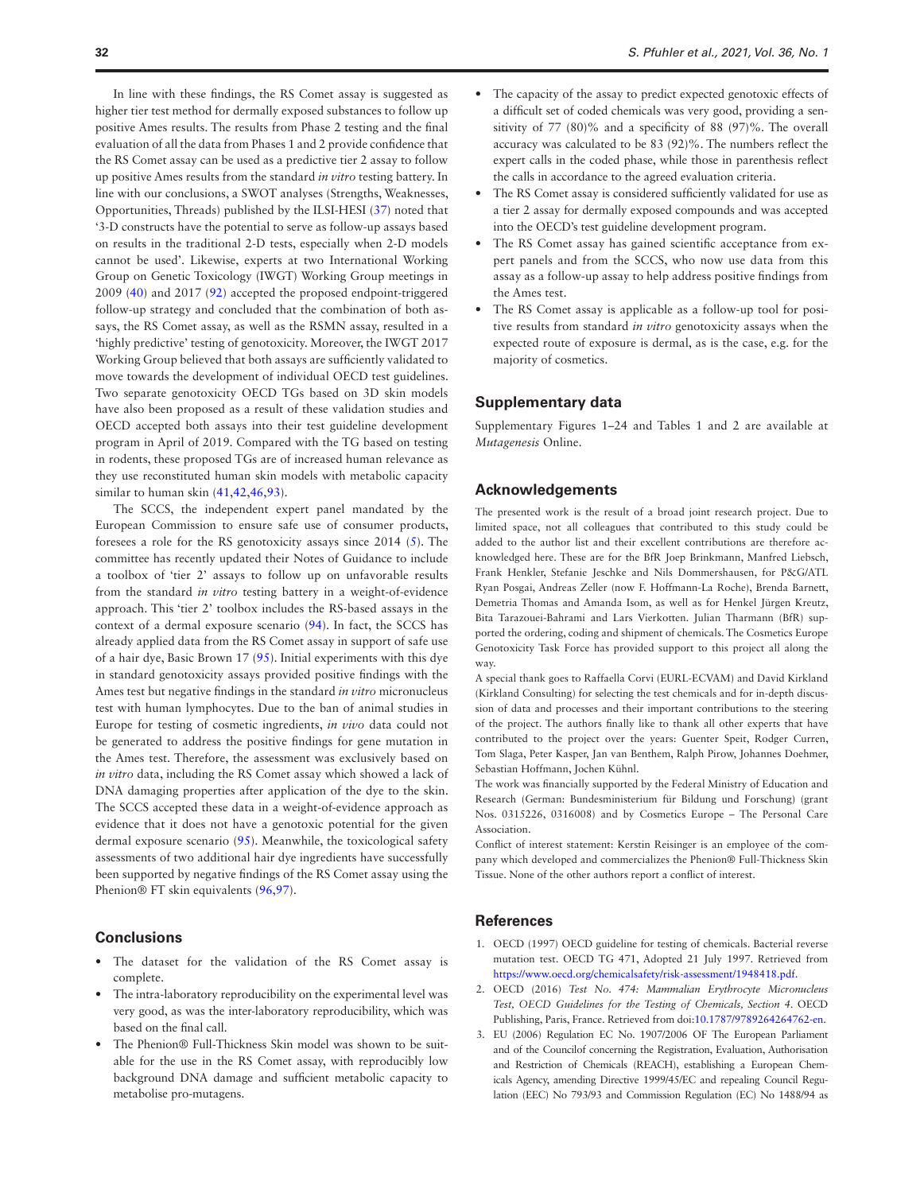In line with these findings, the RS Comet assay is suggested as higher tier test method for dermally exposed substances to follow up positive Ames results. The results from Phase 2 testing and the final evaluation of all the data from Phases 1 and 2 provide confidence that the RS Comet assay can be used as a predictive tier 2 assay to follow up positive Ames results from the standard *in vitro* testing battery. In line with our conclusions, a SWOT analyses (Strengths, Weaknesses, Opportunities, Threads) published by the ILSI-HESI (37) noted that '3-D constructs have the potential to serve as follow-up assays based on results in the traditional 2-D tests, especially when 2-D models cannot be used'. Likewise, experts at two International Working Group on Genetic Toxicology (IWGT) Working Group meetings in 2009 (40) and 2017 (92) accepted the proposed endpoint-triggered follow-up strategy and concluded that the combination of both assays, the RS Comet assay, as well as the RSMN assay, resulted in a 'highly predictive' testing of genotoxicity. Moreover, the IWGT 2017 Working Group believed that both assays are sufficiently validated to move towards the development of individual OECD test guidelines. Two separate genotoxicity OECD TGs based on 3D skin models have also been proposed as a result of these validation studies and OECD accepted both assays into their test guideline development program in April of 2019. Compared with the TG based on testing in rodents, these proposed TGs are of increased human relevance as they use reconstituted human skin models with metabolic capacity similar to human skin (41,42,46,93).

The SCCS, the independent expert panel mandated by the European Commission to ensure safe use of consumer products, foresees a role for the RS genotoxicity assays since 2014 (5). The committee has recently updated their Notes of Guidance to include a toolbox of 'tier 2' assays to follow up on unfavorable results from the standard *in vitro* testing battery in a weight-of-evidence approach. This 'tier 2' toolbox includes the RS-based assays in the context of a dermal exposure scenario (94). In fact, the SCCS has already applied data from the RS Comet assay in support of safe use of a hair dye, Basic Brown 17 (95). Initial experiments with this dye in standard genotoxicity assays provided positive findings with the Ames test but negative findings in the standard *in vitro* micronucleus test with human lymphocytes. Due to the ban of animal studies in Europe for testing of cosmetic ingredients, *in vivo* data could not be generated to address the positive findings for gene mutation in the Ames test. Therefore, the assessment was exclusively based on *in vitro* data, including the RS Comet assay which showed a lack of DNA damaging properties after application of the dye to the skin. The SCCS accepted these data in a weight-of-evidence approach as evidence that it does not have a genotoxic potential for the given dermal exposure scenario (95). Meanwhile, the toxicological safety assessments of two additional hair dye ingredients have successfully been supported by negative findings of the RS Comet assay using the Phenion® FT skin equivalents (96,97).

## Conclusions

- The dataset for the validation of the RS Comet assay is complete.
- The intra-laboratory reproducibility on the experimental level was very good, as was the inter-laboratory reproducibility, which was based on the final call.
- The Phenion® Full-Thickness Skin model was shown to be suitable for the use in the RS Comet assay, with reproducibly low background DNA damage and sufficient metabolic capacity to metabolise pro-mutagens.
- The capacity of the assay to predict expected genotoxic effects of a difficult set of coded chemicals was very good, providing a sensitivity of 77 (80)% and a specificity of 88 (97)%. The overall accuracy was calculated to be 83 (92)%. The numbers reflect the expert calls in the coded phase, while those in parenthesis reflect the calls in accordance to the agreed evaluation criteria.
- The RS Comet assay is considered sufficiently validated for use as a tier 2 assay for dermally exposed compounds and was accepted into the OECD's test guideline development program.
- The RS Comet assay has gained scientific acceptance from expert panels and from the SCCS, who now use data from this assay as a follow-up assay to help address positive findings from the Ames test.
- The RS Comet assay is applicable as a follow-up tool for positive results from standard *in vitro* genotoxicity assays when the expected route of exposure is dermal, as is the case, e.g. for the majority of cosmetics.

## Supplementary data

Supplementary Figures 1–24 and Tables 1 and 2 are available at *Mutagenesis* Online.

## Acknowledgements

The presented work is the result of a broad joint research project. Due to limited space, not all colleagues that contributed to this study could be added to the author list and their excellent contributions are therefore acknowledged here. These are for the BfR Joep Brinkmann, Manfred Liebsch, Frank Henkler, Stefanie Jeschke and Nils Dommershausen, for P&G/ATL Ryan Posgai, Andreas Zeller (now F. Hoffmann-La Roche), Brenda Barnett, Demetria Thomas and Amanda Isom, as well as for Henkel Jürgen Kreutz, Bita Tarazouei-Bahrami and Lars Vierkotten. Julian Tharmann (BfR) supported the ordering, coding and shipment of chemicals. The Cosmetics Europe Genotoxicity Task Force has provided support to this project all along the way.

A special thank goes to Raffaella Corvi (EURL-ECVAM) and David Kirkland (Kirkland Consulting) for selecting the test chemicals and for in-depth discussion of data and processes and their important contributions to the steering of the project. The authors finally like to thank all other experts that have contributed to the project over the years: Guenter Speit, Rodger Curren, Tom Slaga, Peter Kasper, Jan van Benthem, Ralph Pirow, Johannes Doehmer, Sebastian Hoffmann, Jochen Kühnl.

The work was financially supported by the Federal Ministry of Education and Research (German: Bundesministerium für Bildung und Forschung) (grant Nos. 0315226, 0316008) and by Cosmetics Europe – The Personal Care Association.

Conflict of interest statement: Kerstin Reisinger is an employee of the company which developed and commercializes the Phenion® Full-Thickness Skin Tissue. None of the other authors report a conflict of interest.

## References

1. OECD (1997) OECD guideline for testing of chemicals. Bacterial reverse mutation test. OECD TG 471, Adopted 21 July 1997. Retrieved from https://www.oecd.org/chemicalsafety/risk-assessment/1948418.pdf.
2. OECD (2016) *Test No. 474: Mammalian Erythrocyte Micronucleus Test, OECD Guidelines for the Testing of Chemicals, Section 4*. OECD Publishing, Paris, France. Retrieved from doi:10.1787/9789264264762-en.
3. EU (2006) Regulation EC No. 1907/2006 OF The European Parliament and of the Councilof concerning the Registration, Evaluation, Authorisation and Restriction of Chemicals (REACH), establishing a European Chemicals Agency, amending Directive 1999/45/EC and repealing Council Regulation (EEC) No 793/93 and Commission Regulation (EC) No 1488/94 as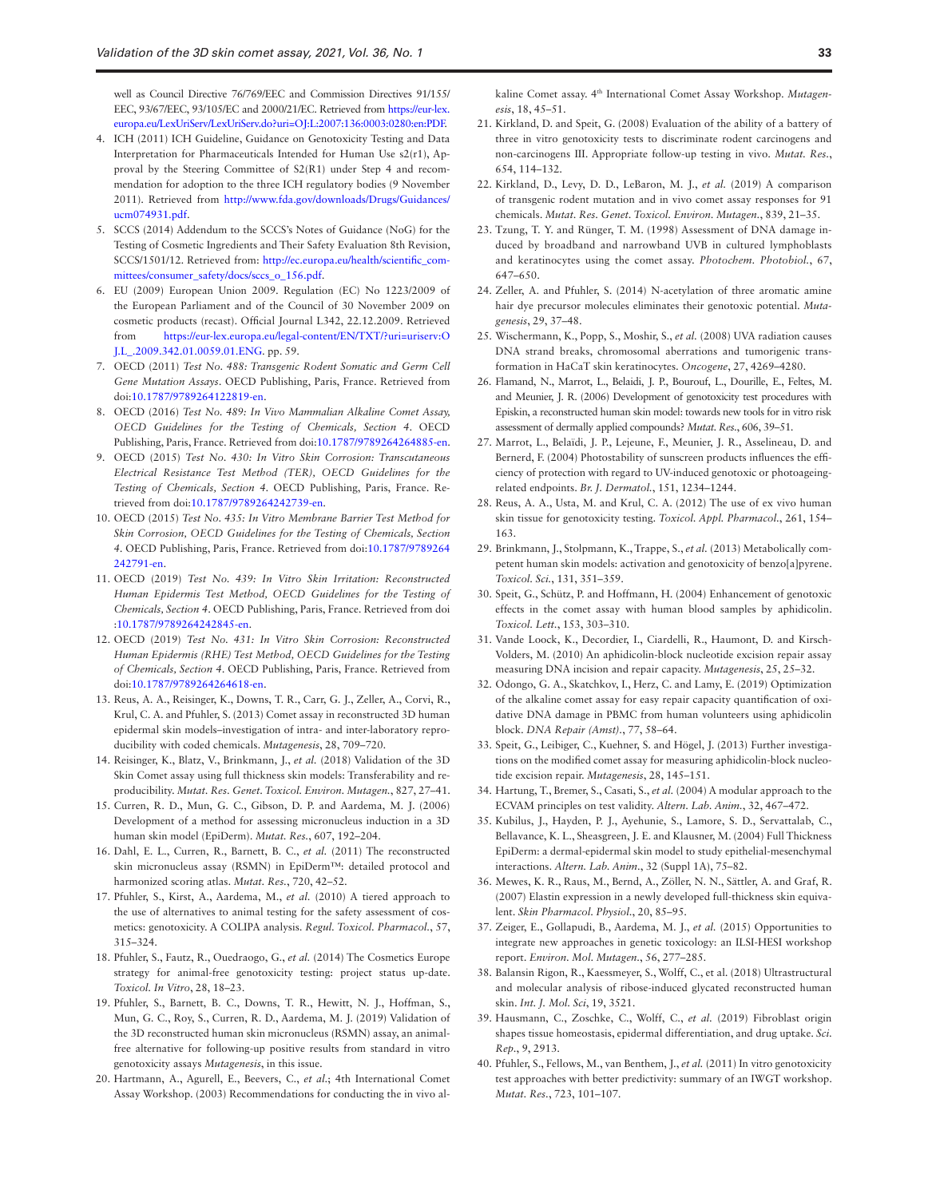well as Council Directive 76/769/EEC and Commission Directives 91/155/EEC, 93/67/EEC, 93/105/EC and 2000/21/EC. Retrieved from https://eur-lex.europa.eu/LexUriServ/LexUriServ.do?uri=OJ:L:2007:136:0003:0280:en:PDF.

4. ICH (2011) ICH Guideline, Guidance on Genotoxicity Testing and Data Interpretation for Pharmaceuticals Intended for Human Use s2(r1), Approval by the Steering Committee of S2(R1) under Step 4 and recommendation for adoption to the three ICH regulatory bodies (9 November 2011). Retrieved from http://www.fda.gov/downloads/Drugs/Guidances/ucm074931.pdf.
5. SCCS (2014) Addendum to the SCCS's Notes of Guidance (NoG) for the Testing of Cosmetic Ingredients and Their Safety Evaluation 8th Revision, SCCS/1501/12. Retrieved from: http://ec.europa.eu/health/scientific_committees/consumer_safety/docs/sccs_o_156.pdf.
6. EU (2009) European Union 2009. Regulation (EC) No 1223/2009 of the European Parliament and of the Council of 30 November 2009 on cosmetic products (recast). Official Journal L342, 22.12.2009. Retrieved from https://eur-lex.europa.eu/legal-content/EN/TXT/?uri=uriserv:OJ.L_.2009.342.01.0059.01.ENG. pp. 59.
7. OECD (2011) *Test No. 488: Transgenic Rodent Somatic and Germ Cell Gene Mutation Assays*. OECD Publishing, Paris, France. Retrieved from doi:10.1787/9789264122819-en.
8. OECD (2016) *Test No. 489: In Vivo Mammalian Alkaline Comet Assay, OECD Guidelines for the Testing of Chemicals, Section 4*. OECD Publishing, Paris, France. Retrieved from doi:10.1787/9789264264885-en.
9. OECD (2015) *Test No. 430: In Vitro Skin Corrosion: Transcutaneous Electrical Resistance Test Method (TER), OECD Guidelines for the Testing of Chemicals, Section 4*. OECD Publishing, Paris, France. Retrieved from doi:10.1787/9789264242739-en.
10. OECD (2015) *Test No. 435: In Vitro Membrane Barrier Test Method for Skin Corrosion, OECD Guidelines for the Testing of Chemicals, Section 4*. OECD Publishing, Paris, France. Retrieved from doi:10.1787/9789264242791-en.
11. OECD (2019) *Test No. 439: In Vitro Skin Irritation: Reconstructed Human Epidermis Test Method, OECD Guidelines for the Testing of Chemicals, Section 4*. OECD Publishing, Paris, France. Retrieved from doi:10.1787/9789264242845-en.
12. OECD (2019) *Test No. 431: In Vitro Skin Corrosion: Reconstructed Human Epidermis (RHE) Test Method, OECD Guidelines for the Testing of Chemicals, Section 4*. OECD Publishing, Paris, France. Retrieved from doi:10.1787/9789264264618-en.
13. Reus, A. A., Reisinger, K., Downs, T. R., Carr, G. J., Zeller, A., Corvi, R., Krul, C. A. and Pfuhler, S. (2013) Comet assay in reconstructed 3D human epidermal skin models–investigation of intra- and inter-laboratory reproducibility with coded chemicals. *Mutagenesis*, 28, 709–720.
14. Reisinger, K., Blatz, V., Brinkmann, J., *et al.* (2018) Validation of the 3D Skin Comet assay using full thickness skin models: Transferability and reproducibility. *Mutat. Res. Genet. Toxicol. Environ. Mutagen.*, 827, 27–41.
15. Curren, R. D., Mun, G. C., Gibson, D. P. and Aardema, M. J. (2006) Development of a method for assessing micronucleus induction in a 3D human skin model (EpiDerm). *Mutat. Res.*, 607, 192–204.
16. Dahl, E. L., Curren, R., Barnett, B. C., *et al.* (2011) The reconstructed skin micronucleus assay (RSMN) in EpiDerm™: detailed protocol and harmonized scoring atlas. *Mutat. Res.*, 720, 42–52.
17. Pfuhler, S., Kirst, A., Aardema, M., *et al.* (2010) A tiered approach to the use of alternatives to animal testing for the safety assessment of cosmetics: genotoxicity. A COLIPA analysis. *Regul. Toxicol. Pharmacol.*, 57, 315–324.
18. Pfuhler, S., Fautz, R., Ouedraogo, G., *et al.* (2014) The Cosmetics Europe strategy for animal-free genotoxicity testing: project status up-date. *Toxicol. In Vitro*, 28, 18–23.
19. Pfuhler, S., Barnett, B. C., Downs, T. R., Hewitt, N. J., Hoffman, S., Mun, G. C., Roy, S., Curren, R. D., Aardema, M. J. (2019) Validation of the 3D reconstructed human skin micronucleus (RSMN) assay, an animal-free alternative for following-up positive results from standard in vitro genotoxicity assays *Mutagenesis*, in this issue.
20. Hartmann, A., Agurell, E., Beevers, C., *et al.*; 4th International Comet Assay Workshop. (2003) Recommendations for conducting the in vivo alkaline Comet assay. 4th International Comet Assay Workshop. *Mutagenesis*, 18, 45–51.
21. Kirkland, D. and Speit, G. (2008) Evaluation of the ability of a battery of three in vitro genotoxicity tests to discriminate rodent carcinogens and non-carcinogens III. Appropriate follow-up testing in vivo. *Mutat. Res.*, 654, 114–132.
22. Kirkland, D., Levy, D. D., LeBaron, M. J., *et al.* (2019) A comparison of transgenic rodent mutation and in vivo comet assay responses for 91 chemicals. *Mutat. Res. Genet. Toxicol. Environ. Mutagen.*, 839, 21–35.
23. Tzung, T. Y. and Rünger, T. M. (1998) Assessment of DNA damage induced by broadband and narrowband UVB in cultured lymphoblasts and keratinocytes using the comet assay. *Photochem. Photobiol.*, 67, 647–650.
24. Zeller, A. and Pfuhler, S. (2014) N-acetylation of three aromatic amine hair dye precursor molecules eliminates their genotoxic potential. *Mutagenesis*, 29, 37–48.
25. Wischermann, K., Popp, S., Moshir, S., *et al.* (2008) UVA radiation causes DNA strand breaks, chromosomal aberrations and tumorigenic transformation in HaCaT skin keratinocytes. *Oncogene*, 27, 4269–4280.
26. Flamand, N., Marrot, L., Belaidi, J. P., Bourouf, L., Dourille, E., Feltes, M. and Meunier, J. R. (2006) Development of genotoxicity test procedures with Episkin, a reconstructed human skin model: towards new tools for in vitro risk assessment of dermally applied compounds? *Mutat. Res.*, 606, 39–51.
27. Marrot, L., Belaïdi, J. P., Lejeune, F., Meunier, J. R., Asselineau, D. and Bernerd, F. (2004) Photostability of sunscreen products influences the efficiency of protection with regard to UV-induced genotoxic or photoageing-related endpoints. *Br. J. Dermatol.*, 151, 1234–1244.
28. Reus, A. A., Usta, M. and Krul, C. A. (2012) The use of ex vivo human skin tissue for genotoxicity testing. *Toxicol. Appl. Pharmacol.*, 261, 154–163.
29. Brinkmann, J., Stolpmann, K., Trappe, S., *et al.* (2013) Metabolically competent human skin models: activation and genotoxicity of benzo[a]pyrene. *Toxicol. Sci.*, 131, 351–359.
30. Speit, G., Schütz, P. and Hoffmann, H. (2004) Enhancement of genotoxic effects in the comet assay with human blood samples by aphidicolin. *Toxicol. Lett.*, 153, 303–310.
31. Vande Loock, K., Decordier, I., Ciardelli, R., Haumont, D. and Kirsch-Volders, M. (2010) An aphidicolin-block nucleotide excision repair assay measuring DNA incision and repair capacity. *Mutagenesis*, 25, 25–32.
32. Odongo, G. A., Skatchkov, I., Herz, C. and Lamy, E. (2019) Optimization of the alkaline comet assay for easy repair capacity quantification of oxidative DNA damage in PBMC from human volunteers using aphidicolin block. *DNA Repair (Amst).*, 77, 58–64.
33. Speit, G., Leibiger, C., Kuehner, S. and Högel, J. (2013) Further investigations on the modified comet assay for measuring aphidicolin-block nucleotide excision repair. *Mutagenesis*, 28, 145–151.
34. Hartung, T., Bremer, S., Casati, S., *et al.* (2004) A modular approach to the ECVAM principles on test validity. *Altern. Lab. Anim.*, 32, 467–472.
35. Kubilus, J., Hayden, P. J., Ayehunie, S., Lamore, S. D., Servattalab, C., Bellavance, K. L., Sheasgreen, J. E. and Klausner, M. (2004) Full Thickness EpiDerm: a dermal-epidermal skin model to study epithelial-mesenchymal interactions. *Altern. Lab. Anim.*, 32 (Suppl 1A), 75–82.
36. Mewes, K. R., Raus, M., Bernd, A., Zöller, N. N., Sättler, A. and Graf, R. (2007) Elastin expression in a newly developed full-thickness skin equivalent. *Skin Pharmacol. Physiol.*, 20, 85–95.
37. Zeiger, E., Gollapudi, B., Aardema, M. J., *et al.* (2015) Opportunities to integrate new approaches in genetic toxicology: an ILSI-HESI workshop report. *Environ. Mol. Mutagen.*, 56, 277–285.
38. Balansin Rigon, R., Kaessmeyer, S., Wolff, C., et al. (2018) Ultrastructural and molecular analysis of ribose-induced glycated reconstructed human skin. *Int. J. Mol. Sci*, 19, 3521.
39. Hausmann, C., Zoschke, C., Wolff, C., *et al.* (2019) Fibroblast origin shapes tissue homeostasis, epidermal differentiation, and drug uptake. *Sci. Rep.*, 9, 2913.
40. Pfuhler, S., Fellows, M., van Benthem, J., *et al.* (2011) In vitro genotoxicity test approaches with better predictivity: summary of an IWGT workshop. *Mutat. Res.*, 723, 101–107.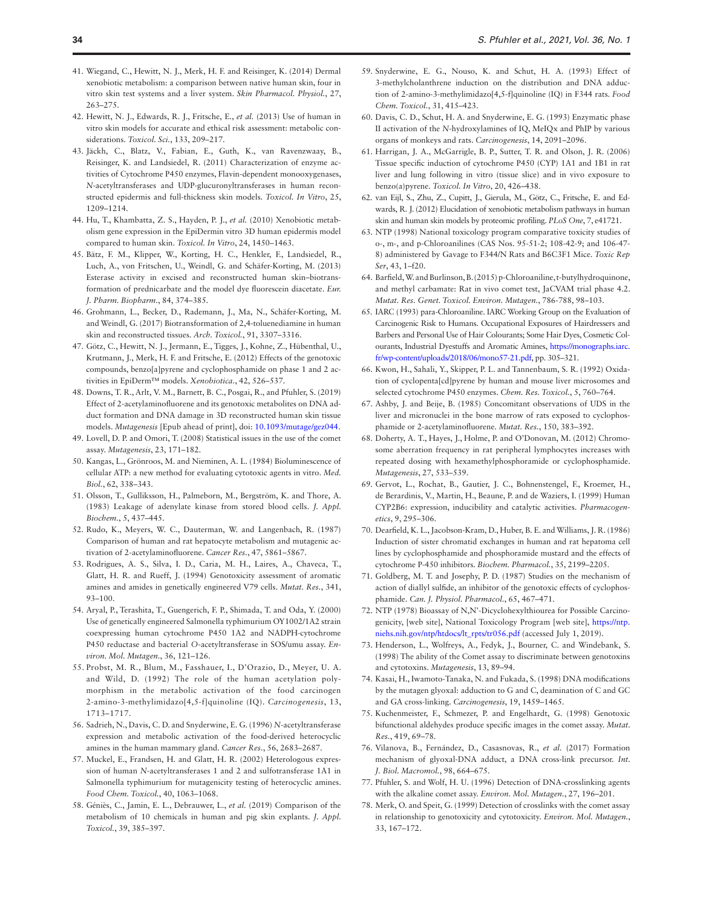41. Wiegand, C., Hewitt, N. J., Merk, H. F. and Reisinger, K. (2014) Dermal xenobiotic metabolism: a comparison between native human skin, four in vitro skin test systems and a liver system. *Skin Pharmacol. Physiol.*, 27, 263–275.
42. Hewitt, N. J., Edwards, R. J., Fritsche, E., *et al.* (2013) Use of human in vitro skin models for accurate and ethical risk assessment: metabolic considerations. *Toxicol. Sci.*, 133, 209–217.
43. Jäckh, C., Blatz, V., Fabian, E., Guth, K., van Ravenzwaay, B., Reisinger, K. and Landsiedel, R. (2011) Characterization of enzyme activities of Cytochrome P450 enzymes, Flavin-dependent monooxygenases, *N*-acetyltransferases and UDP-glucuronyltransferases in human reconstructed epidermis and full-thickness skin models. *Toxicol. In Vitro*, 25, 1209–1214.
44. Hu, T., Khambatta, Z. S., Hayden, P. J., *et al.* (2010) Xenobiotic metabolism gene expression in the EpiDermin vitro 3D human epidermis model compared to human skin. *Toxicol. In Vitro*, 24, 1450–1463.
45. Bätz, F. M., Klipper, W., Korting, H. C., Henkler, F., Landsiedel, R., Luch, A., von Fritschen, U., Weindl, G. and Schäfer-Korting, M. (2013) Esterase activity in excised and reconstructed human skin–biotransformation of prednicarbate and the model dye fluorescein diacetate. *Eur. J. Pharm. Biopharm.*, 84, 374–385.
46. Grohmann, L., Becker, D., Rademann, J., Ma, N., Schäfer-Korting, M. and Weindl, G. (2017) Biotransformation of 2,4-toluenediamine in human skin and reconstructed tissues. *Arch. Toxicol.*, 91, 3307–3316.
47. Götz, C., Hewitt, N. J., Jermann, E., Tigges, J., Kohne, Z., Hübenthal, U., Krutmann, J., Merk, H. F. and Fritsche, E. (2012) Effects of the genotoxic compounds, benzo[a]pyrene and cyclophosphamide on phase 1 and 2 activities in EpiDerm™ models. *Xenobiotica.*, 42, 526–537.
48. Downs, T. R., Arlt, V. M., Barnett, B. C., Posgai, R., and Pfuhler, S. (2019) Effect of 2-acetylaminofluorene and its genotoxic metabolites on DNA adduct formation and DNA damage in 3D reconstructed human skin tissue models. *Mutagenesis* [Epub ahead of print], doi: 10.1093/mutage/gez044.
49. Lovell, D. P. and Omori, T. (2008) Statistical issues in the use of the comet assay. *Mutagenesis*, 23, 171–182.
50. Kangas, L., Grönroos, M. and Nieminen, A. L. (1984) Bioluminescence of cellular ATP: a new method for evaluating cytotoxic agents in vitro. *Med. Biol.*, 62, 338–343.
51. Olsson, T., Gulliksson, H., Palmeborn, M., Bergström, K. and Thore, A. (1983) Leakage of adenylate kinase from stored blood cells. *J. Appl. Biochem.*, 5, 437–445.
52. Rudo, K., Meyers, W. C., Dauterman, W. and Langenbach, R. (1987) Comparison of human and rat hepatocyte metabolism and mutagenic activation of 2-acetylaminofluorene. *Cancer Res.*, 47, 5861–5867.
53. Rodrigues, A. S., Silva, I. D., Caria, M. H., Laires, A., Chaveca, T., Glatt, H. R. and Rueff, J. (1994) Genotoxicity assessment of aromatic amines and amides in genetically engineered V79 cells. *Mutat. Res.*, 341, 93–100.
54. Aryal, P., Terashita, T., Guengerich, F. P., Shimada, T. and Oda, Y. (2000) Use of genetically engineered Salmonella typhimurium OY1002/1A2 strain coexpressing human cytochrome P450 1A2 and NADPH-cytochrome P450 reductase and bacterial *O*-acetyltransferase in SOS/umu assay. *Environ. Mol. Mutagen.*, 36, 121–126.
55. Probst, M. R., Blum, M., Fasshauer, I., D'Orazio, D., Meyer, U. A. and Wild, D. (1992) The role of the human acetylation polymorphism in the metabolic activation of the food carcinogen 2-amino-3-methylimidazo[4,5-f]quinoline (IQ). *Carcinogenesis*, 13, 1713–1717.
56. Sadrieh, N., Davis, C. D. and Snyderwine, E. G. (1996) *N*-acetyltransferase expression and metabolic activation of the food-derived heterocyclic amines in the human mammary gland. *Cancer Res.*, 56, 2683–2687.
57. Muckel, E., Frandsen, H. and Glatt, H. R. (2002) Heterologous expression of human *N*-acetyltransferases 1 and 2 and sulfotransferase 1A1 in Salmonella typhimurium for mutagenicity testing of heterocyclic amines. *Food Chem. Toxicol.*, 40, 1063–1068.
58. Géniès, C., Jamin, E. L., Debrauwer, L., *et al.* (2019) Comparison of the metabolism of 10 chemicals in human and pig skin explants. *J. Appl. Toxicol.*, 39, 385–397.
59. Snyderwine, E. G., Nouso, K. and Schut, H. A. (1993) Effect of 3-methylcholanthrene induction on the distribution and DNA adduction of 2-amino-3-methylimidazo[4,5-f]quinoline (IQ) in F344 rats. *Food Chem. Toxicol.*, 31, 415–423.
60. Davis, C. D., Schut, H. A. and Snyderwine, E. G. (1993) Enzymatic phase II activation of the *N*-hydroxylamines of IQ, MeIQx and PhIP by various organs of monkeys and rats. *Carcinogenesis*, 14, 2091–2096.
61. Harrigan, J. A., McGarrigle, B. P., Sutter, T. R. and Olson, J. R. (2006) Tissue specific induction of cytochrome P450 (CYP) 1A1 and 1B1 in rat liver and lung following in vitro (tissue slice) and in vivo exposure to benzo(a)pyrene. *Toxicol. In Vitro*, 20, 426–438.
62. van Eijl, S., Zhu, Z., Cupitt, J., Gierula, M., Götz, C., Fritsche, E. and Edwards, R. J. (2012) Elucidation of xenobiotic metabolism pathways in human skin and human skin models by proteomic profiling. *PLoS One*, 7, e41721.
63. NTP (1998) National toxicology program comparative toxicity studies of o-, m-, and p-Chloroanilines (CAS Nos. 95-51-2; 108-42-9; and 106-47-8) administered by Gavage to F344/N Rats and B6C3F1 Mice. *Toxic Rep Ser*, 43, 1–f20.
64. Barfield, W. and Burlinson, B. (2015) p-Chloroaniline, t-butylhydroquinone, and methyl carbamate: Rat in vivo comet test, JaCVAM trial phase 4.2. *Mutat. Res. Genet. Toxicol. Environ. Mutagen.*, 786-788, 98–103.
65. IARC (1993) para-Chloroaniline. IARC Working Group on the Evaluation of Carcinogenic Risk to Humans. Occupational Exposures of Hairdressers and Barbers and Personal Use of Hair Colourants; Some Hair Dyes, Cosmetic Colourants, Industrial Dyestuffs and Aromatic Amines, https://monographs.iarc.fr/wp-content/uploads/2018/06/mono57-21.pdf, pp. 305–321.
66. Kwon, H., Sahali, Y., Skipper, P. L. and Tannenbaum, S. R. (1992) Oxidation of cyclopenta[cd]pyrene by human and mouse liver microsomes and selected cytochrome P450 enzymes. *Chem. Res. Toxicol.*, 5, 760–764.
67. Ashby, J. and Beije, B. (1985) Concomitant observations of UDS in the liver and micronuclei in the bone marrow of rats exposed to cyclophosphamide or 2-acetylaminofluorene. *Mutat. Res.*, 150, 383–392.
68. Doherty, A. T., Hayes, J., Holme, P. and O'Donovan, M. (2012) Chromosome aberration frequency in rat peripheral lymphocytes increases with repeated dosing with hexamethylphosphoramide or cyclophosphamide. *Mutagenesis*, 27, 533–539.
69. Gervot, L., Rochat, B., Gautier, J. C., Bohnenstengel, F., Kroemer, H., de Berardinis, V., Martin, H., Beaune, P. and de Waziers, I. (1999) Human CYP2B6: expression, inducibility and catalytic activities. *Pharmacogenetics*, 9, 295–306.
70. Dearfield, K. L., Jacobson-Kram, D., Huber, B. E. and Williams, J. R. (1986) Induction of sister chromatid exchanges in human and rat hepatoma cell lines by cyclophosphamide and phosphoramide mustard and the effects of cytochrome P-450 inhibitors. *Biochem. Pharmacol.*, 35, 2199–2205.
71. Goldberg, M. T. and Josephy, P. D. (1987) Studies on the mechanism of action of diallyl sulfide, an inhibitor of the genotoxic effects of cyclophosphamide. *Can. J. Physiol. Pharmacol.*, 65, 467–471.
72. NTP (1978) Bioassay of N,N'-Dicyclohexylthiourea for Possible Carcinogenicity, [web site], National Toxicology Program [web site], https://ntp.niehs.nih.gov/ntp/htdocs/lt_rpts/tr056.pdf (accessed July 1, 2019).
73. Henderson, L., Wolfreys, A., Fedyk, J., Bourner, C. and Windebank, S. (1998) The ability of the Comet assay to discriminate between genotoxins and cytotoxins. *Mutagenesis*, 13, 89–94.
74. Kasai, H., Iwamoto-Tanaka, N. and Fukada, S. (1998) DNA modifications by the mutagen glyoxal: adduction to G and C, deamination of C and GC and GA cross-linking. *Carcinogenesis*, 19, 1459–1465.
75. Kuchenmeister, F., Schmezer, P. and Engelhardt, G. (1998) Genotoxic bifunctional aldehydes produce specific images in the comet assay. *Mutat. Res.*, 419, 69–78.
76. Vilanova, B., Fernández, D., Casasnovas, R., *et al.* (2017) Formation mechanism of glyoxal-DNA adduct, a DNA cross-link precursor. *Int. J. Biol. Macromol.*, 98, 664–675.
77. Pfuhler, S. and Wolf, H. U. (1996) Detection of DNA-crosslinking agents with the alkaline comet assay. *Environ. Mol. Mutagen.*, 27, 196–201.
78. Merk, O. and Speit, G. (1999) Detection of crosslinks with the comet assay in relationship to genotoxicity and cytotoxicity. *Environ. Mol. Mutagen.*, 33, 167–172.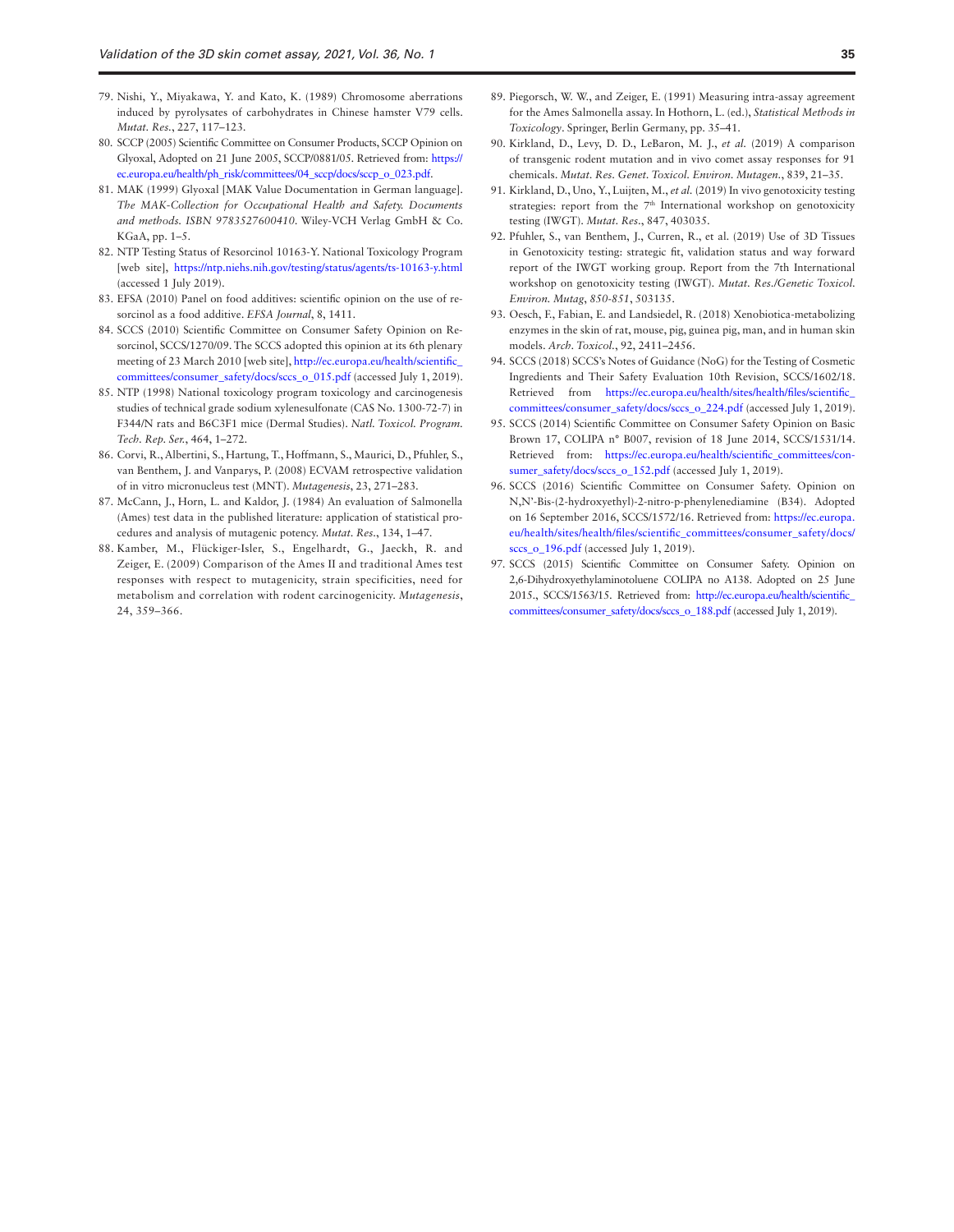79. Nishi, Y., Miyakawa, Y. and Kato, K. (1989) Chromosome aberrations induced by pyrolysates of carbohydrates in Chinese hamster V79 cells. *Mutat. Res.*, 227, 117–123.
80. SCCP (2005) Scientific Committee on Consumer Products, SCCP Opinion on Glyoxal, Adopted on 21 June 2005, SCCP/0881/05. Retrieved from: https://ec.europa.eu/health/ph_risk/committees/04_sccp/docs/sccp_o_023.pdf.
81. MAK (1999) Glyoxal [MAK Value Documentation in German language]. *The MAK-Collection for Occupational Health and Safety. Documents and methods. ISBN 9783527600410*. Wiley-VCH Verlag GmbH & Co. KGaA, pp. 1–5.
82. NTP Testing Status of Resorcinol 10163-Y. National Toxicology Program [web site], https://ntp.niehs.nih.gov/testing/status/agents/ts-10163-y.html (accessed 1 July 2019).
83. EFSA (2010) Panel on food additives: scientific opinion on the use of resorcinol as a food additive. *EFSA Journal*, 8, 1411.
84. SCCS (2010) Scientific Committee on Consumer Safety Opinion on Resorcinol, SCCS/1270/09. The SCCS adopted this opinion at its 6th plenary meeting of 23 March 2010 [web site], http://ec.europa.eu/health/scientific_committees/consumer_safety/docs/sccs_o_015.pdf (accessed July 1, 2019).
85. NTP (1998) National toxicology program toxicology and carcinogenesis studies of technical grade sodium xylenesulfonate (CAS No. 1300-72-7) in F344/N rats and B6C3F1 mice (Dermal Studies). *Natl. Toxicol. Program. Tech. Rep. Ser.*, 464, 1–272.
86. Corvi, R., Albertini, S., Hartung, T., Hoffmann, S., Maurici, D., Pfuhler, S., van Benthem, J. and Vanparys, P. (2008) ECVAM retrospective validation of in vitro micronucleus test (MNT). *Mutagenesis*, 23, 271–283.
87. McCann, J., Horn, L. and Kaldor, J. (1984) An evaluation of Salmonella (Ames) test data in the published literature: application of statistical procedures and analysis of mutagenic potency. *Mutat. Res.*, 134, 1–47.
88. Kamber, M., Flückiger-Isler, S., Engelhardt, G., Jaeckh, R. and Zeiger, E. (2009) Comparison of the Ames II and traditional Ames test responses with respect to mutagenicity, strain specificities, need for metabolism and correlation with rodent carcinogenicity. *Mutagenesis*, 24, 359–366.
89. Piegorsch, W. W., and Zeiger, E. (1991) Measuring intra-assay agreement for the Ames Salmonella assay. In Hothorn, L. (ed.), *Statistical Methods in Toxicology*. Springer, Berlin Germany, pp. 35–41.
90. Kirkland, D., Levy, D. D., LeBaron, M. J., *et al.* (2019) A comparison of transgenic rodent mutation and in vivo comet assay responses for 91 chemicals. *Mutat. Res. Genet. Toxicol. Environ. Mutagen.*, 839, 21–35.
91. Kirkland, D., Uno, Y., Luijten, M., *et al.* (2019) In vivo genotoxicity testing strategies: report from the 7th International workshop on genotoxicity testing (IWGT). *Mutat. Res.*, 847, 403035.
92. Pfuhler, S., van Benthem, J., Curren, R., et al. (2019) Use of 3D Tissues in Genotoxicity testing: strategic fit, validation status and way forward report of the IWGT working group. Report from the 7th International workshop on genotoxicity testing (IWGT). *Mutat. Res./Genetic Toxicol. Environ. Mutag*, *850-851*, 503135.
93. Oesch, F., Fabian, E. and Landsiedel, R. (2018) Xenobiotica-metabolizing enzymes in the skin of rat, mouse, pig, guinea pig, man, and in human skin models. *Arch. Toxicol.*, 92, 2411–2456.
94. SCCS (2018) SCCS's Notes of Guidance (NoG) for the Testing of Cosmetic Ingredients and Their Safety Evaluation 10th Revision, SCCS/1602/18. Retrieved from https://ec.europa.eu/health/sites/health/files/scientific_committees/consumer_safety/docs/sccs_o_224.pdf (accessed July 1, 2019).
95. SCCS (2014) Scientific Committee on Consumer Safety Opinion on Basic Brown 17, COLIPA n° B007, revision of 18 June 2014, SCCS/1531/14. Retrieved from: https://ec.europa.eu/health/scientific_committees/consumer_safety/docs/sccs_o_152.pdf (accessed July 1, 2019).
96. SCCS (2016) Scientific Committee on Consumer Safety. Opinion on N,N'-Bis-(2-hydroxyethyl)-2-nitro-p-phenylenediamine (B34). Adopted on 16 September 2016, SCCS/1572/16. Retrieved from: https://ec.europa.eu/health/sites/health/files/scientific_committees/consumer_safety/docs/sccs_o_196.pdf (accessed July 1, 2019).
97. SCCS (2015) Scientific Committee on Consumer Safety. Opinion on 2,6-Dihydroxyethylaminotoluene COLIPA no A138. Adopted on 25 June 2015., SCCS/1563/15. Retrieved from: http://ec.europa.eu/health/scientific_committees/consumer_safety/docs/sccs_o_188.pdf (accessed July 1, 2019).